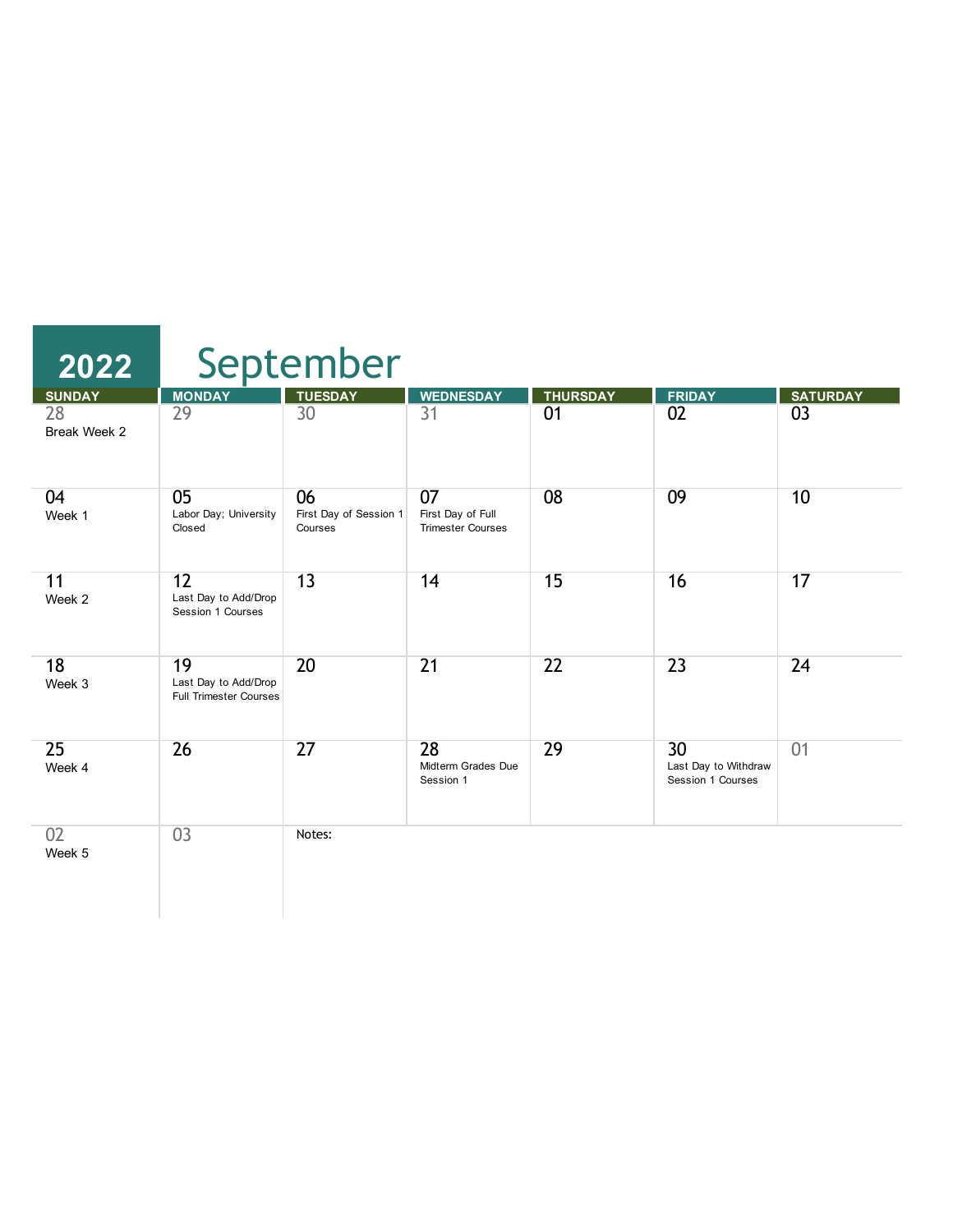# 2022 September

| SUNDAY | MONDAY | TUESDAY | WEDNESDAY | THURSDAY | FRIDAY | SATURDAY |
|---|---|---|---|---|---|---|
| 28 Break Week 2 | 29 | 30 | 31 | 01 | 02 | 03 |
| 04 Week 1 | 05 Labor Day; University Closed | 06 First Day of Session 1 Courses | 07 First Day of Full Trimester Courses | 08 | 09 | 10 |
| 11 Week 2 | 12 Last Day to Add/Drop Session 1 Courses | 13 | 14 | 15 | 16 | 17 |
| 18 Week 3 | 19 Last Day to Add/Drop Full Trimester Courses | 20 | 21 | 22 | 23 | 24 |
| 25 Week 4 | 26 | 27 | 28 Midterm Grades Due Session 1 | 29 | 30 Last Day to Withdraw Session 1 Courses | 01 |
| 02 Week 5 | 03 | Notes: | | | | |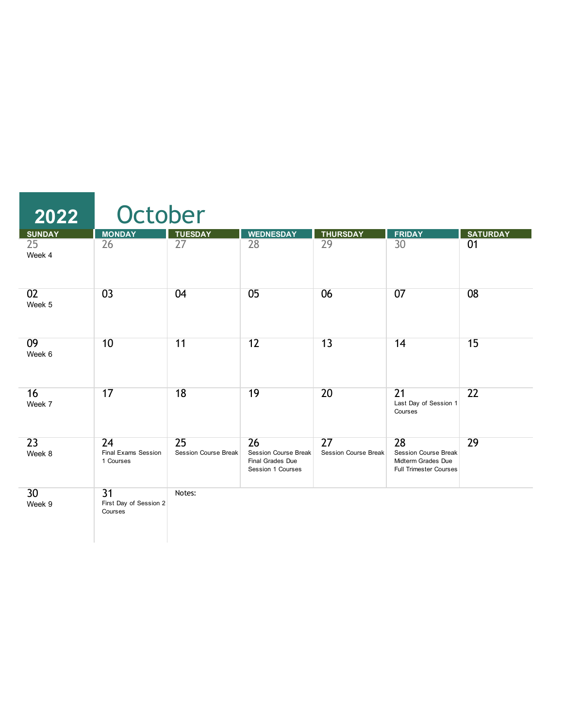# 2022 October

| SUNDAY | MONDAY | TUESDAY | WEDNESDAY | THURSDAY | FRIDAY | SATURDAY |
|---|---|---|---|---|---|---|
| 25 Week 4 | 26 | 27 | 28 | 29 | 30 | 01 |
| 02 Week 5 | 03 | 04 | 05 | 06 | 07 | 08 |
| 09 Week 6 | 10 | 11 | 12 | 13 | 14 | 15 |
| 16 Week 7 | 17 | 18 | 19 | 20 | 21 Last Day of Session 1 Courses | 22 |
| 23 Week 8 | 24 Final Exams Session 1 Courses | 25 Session Course Break | 26 Session Course Break Final Grades Due Session 1 Courses | 27 Session Course Break | 28 Session Course Break Midterm Grades Due Full Trimester Courses | 29 |
| 30 Week 9 | 31 First Day of Session 2 Courses | Notes: | | | | |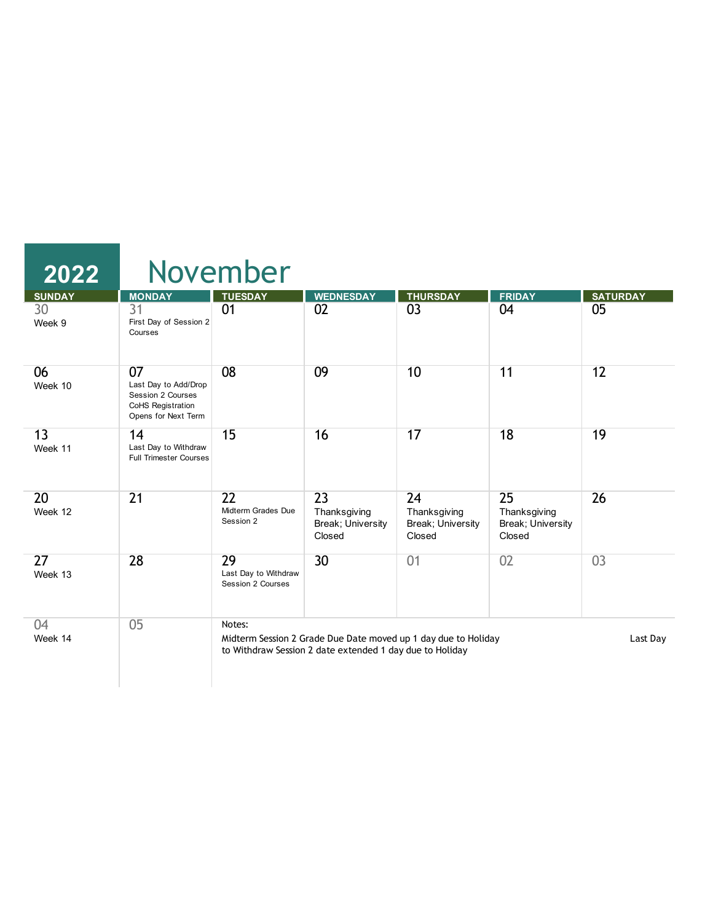# 2022 November

| SUNDAY | MONDAY | TUESDAY | WEDNESDAY | THURSDAY | FRIDAY | SATURDAY |
|---|---|---|---|---|---|---|
| 30<br>Week 9 | 31<br>First Day of Session 2 Courses | 01 | 02 | 03 | 04 | 05 |
| 06<br>Week 10 | 07<br>Last Day to Add/Drop Session 2 Courses<br>CoHS Registration Opens for Next Term | 08 | 09 | 10 | 11 | 12 |
| 13<br>Week 11 | 14<br>Last Day to Withdraw Full Trimester Courses | 15 | 16 | 17 | 18 | 19 |
| 20<br>Week 12 | 21 | 22<br>Midterm Grades Due Session 2 | 23<br>Thanksgiving Break; University Closed | 24<br>Thanksgiving Break; University Closed | 25<br>Thanksgiving Break; University Closed | 26 |
| 27<br>Week 13 | 28 | 29<br>Last Day to Withdraw Session 2 Courses | 30 | 01 | 02 | 03 |
| 04<br>Week 14 | 05 | Notes:<br>Midterm Session 2 Grade Due Date moved up 1 day due to Holiday Last Day to Withdraw Session 2 date extended 1 day due to Holiday | | | | |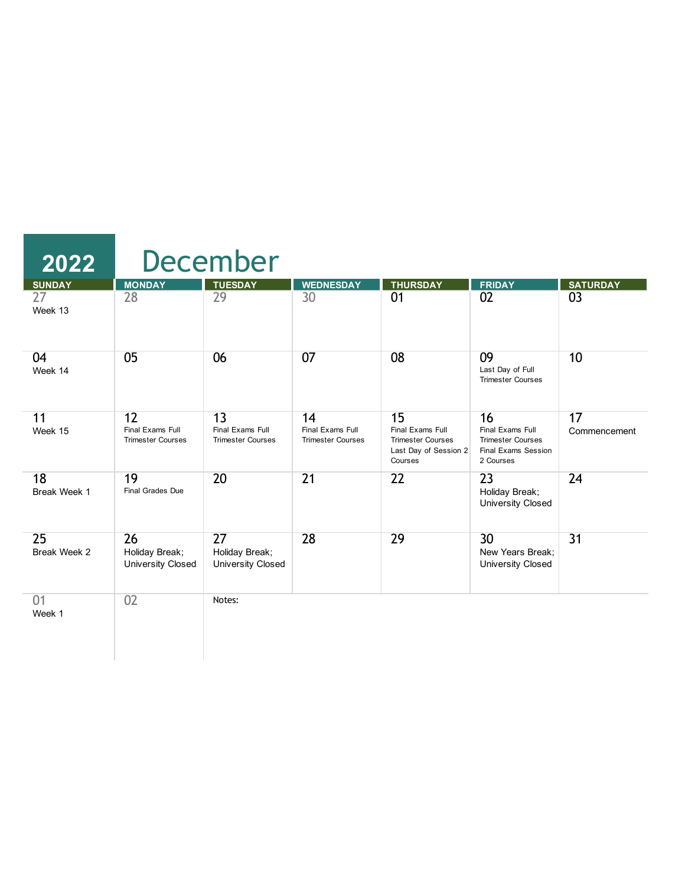# 2022 December

| SUNDAY | MONDAY | TUESDAY | WEDNESDAY | THURSDAY | FRIDAY | SATURDAY |
|---|---|---|---|---|---|---|
| 27<br>Week 13 | 28 | 29 | 30 | 01 | 02 | 03 |
| 04<br>Week 14 | 05 | 06 | 07 | 08 | 09<br>Last Day of Full Trimester Courses | 10 |
| 11<br>Week 15 | 12<br>Final Exams Full Trimester Courses | 13<br>Final Exams Full Trimester Courses | 14<br>Final Exams Full Trimester Courses | 15<br>Final Exams Full Trimester Courses<br>Last Day of Session 2 Courses | 16<br>Final Exams Full Trimester Courses<br>Final Exams Session 2 Courses | 17<br>Commencement |
| 18<br>Break Week 1 | 19<br>Final Grades Due | 20 | 21 | 22 | 23<br>Holiday Break; University Closed | 24 |
| 25<br>Break Week 2 | 26<br>Holiday Break; University Closed | 27<br>Holiday Break; University Closed | 28 | 29 | 30<br>New Years Break; University Closed | 31 |
| 01<br>Week 1 | 02 | Notes: | | | | |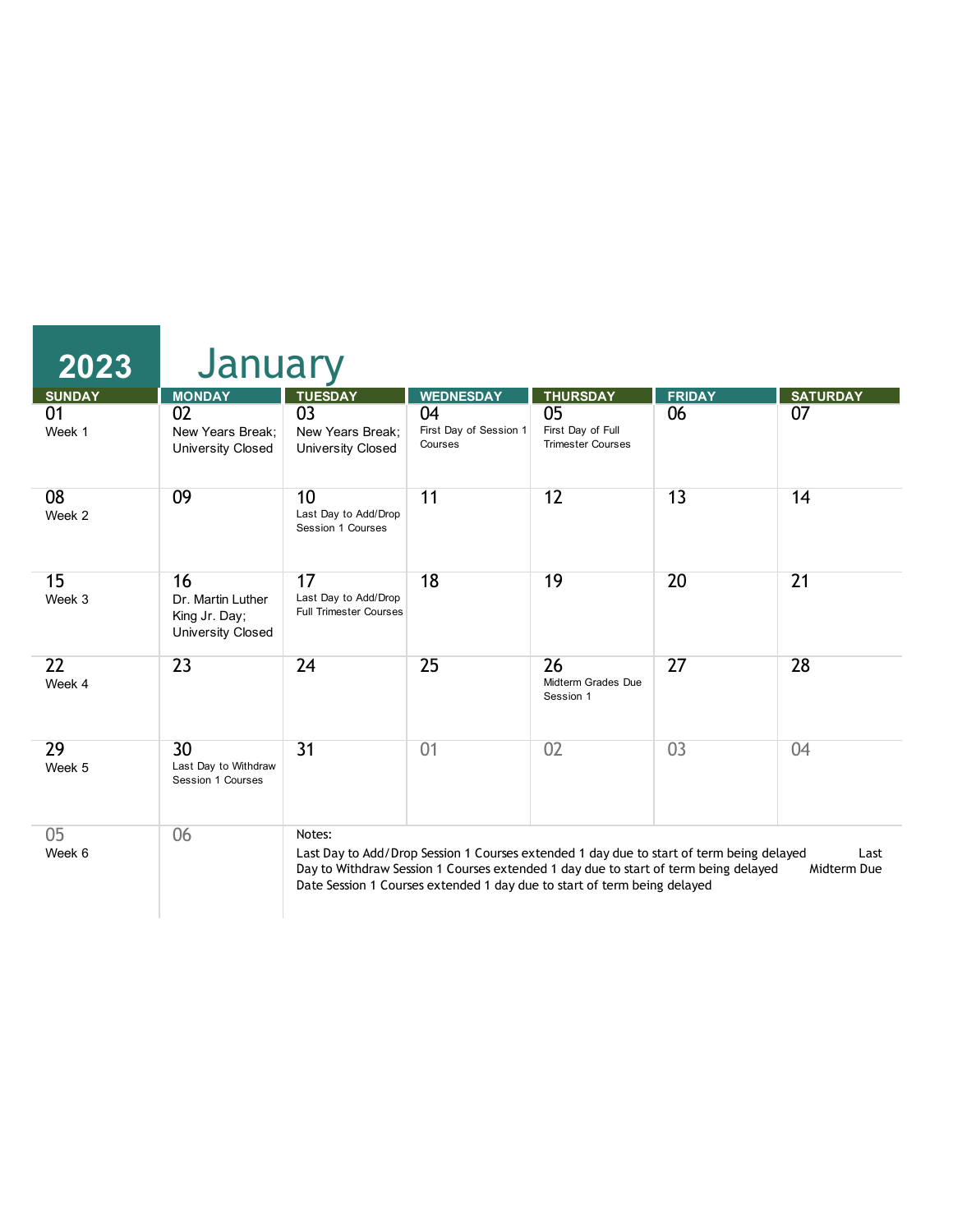# 2023 January

| SUNDAY | MONDAY | TUESDAY | WEDNESDAY | THURSDAY | FRIDAY | SATURDAY |
|---|---|---|---|---|---|---|
| 01 Week 1 | 02 New Years Break; University Closed | 03 New Years Break; University Closed | 04 First Day of Session 1 Courses | 05 First Day of Full Trimester Courses | 06 | 07 |
| 08 Week 2 | 09 | 10 Last Day to Add/Drop Session 1 Courses | 11 | 12 | 13 | 14 |
| 15 Week 3 | 16 Dr. Martin Luther King Jr. Day; University Closed | 17 Last Day to Add/Drop Full Trimester Courses | 18 | 19 | 20 | 21 |
| 22 Week 4 | 23 | 24 | 25 | 26 Midterm Grades Due Session 1 | 27 | 28 |
| 29 Week 5 | 30 Last Day to Withdraw Session 1 Courses | 31 | 01 | 02 | 03 | 04 |
| 05 Week 6 | 06 | | | | | |

Notes:

Last Day to Add/Drop Session 1 Courses extended 1 day due to start of term being delayed

Last Day to Withdraw Session 1 Courses extended 1 day due to start of term being delayed

Midterm Due Date Session 1 Courses extended 1 day due to start of term being delayed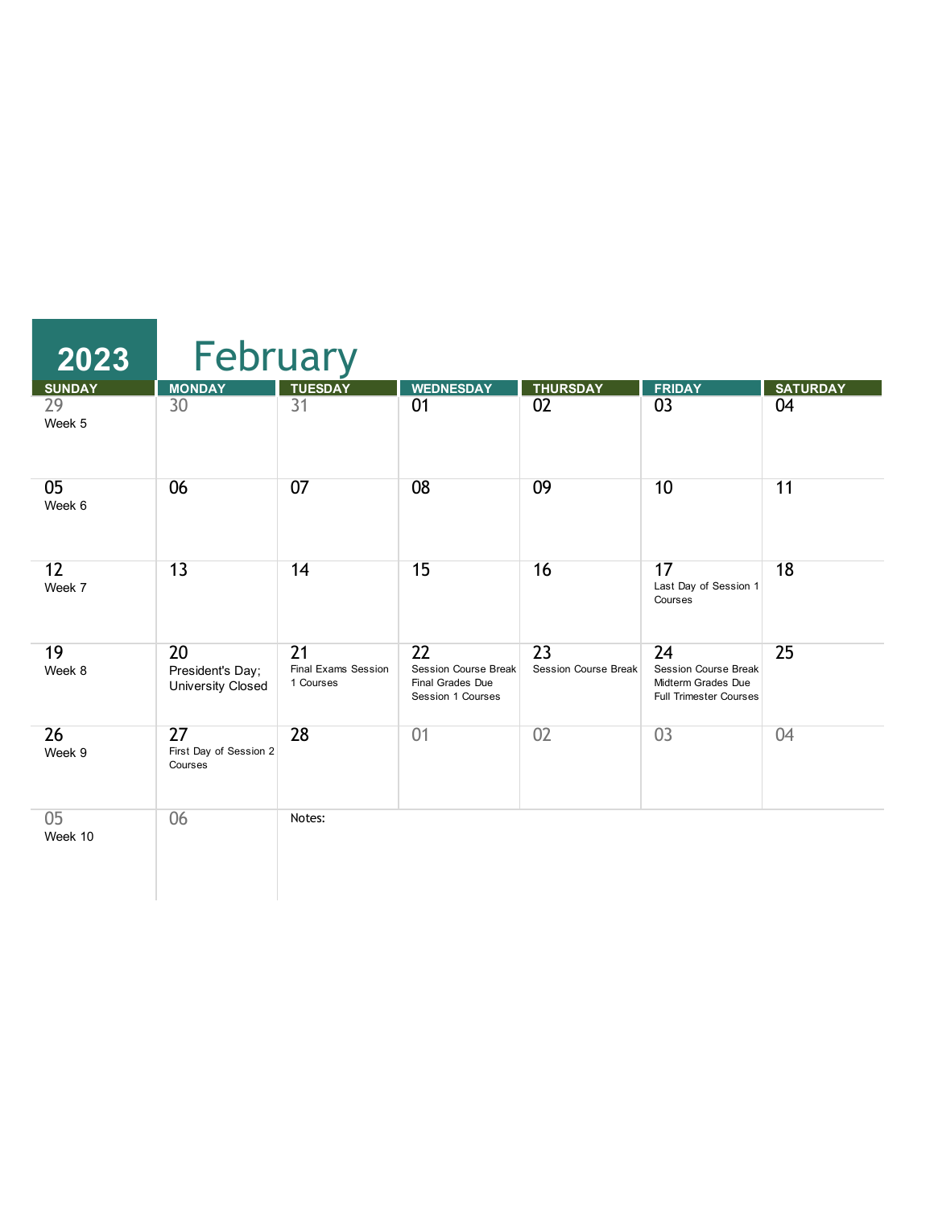# 2023 February

| SUNDAY | MONDAY | TUESDAY | WEDNESDAY | THURSDAY | FRIDAY | SATURDAY |
|---|---|---|---|---|---|---|
| 29<br>Week 5 | 30 | 31 | 01 | 02 | 03 | 04 |
| 05<br>Week 6 | 06 | 07 | 08 | 09 | 10 | 11 |
| 12<br>Week 7 | 13 | 14 | 15 | 16 | 17<br>Last Day of Session 1 Courses | 18 |
| 19<br>Week 8 | 20<br>President's Day; University Closed | 21<br>Final Exams Session 1 Courses | 22<br>Session Course Break<br>Final Grades Due Session 1 Courses | 23<br>Session Course Break | 24<br>Session Course Break<br>Midterm Grades Due Full Trimester Courses | 25 |
| 26<br>Week 9 | 27<br>First Day of Session 2 Courses | 28 | 01 | 02 | 03 | 04 |
| 05<br>Week 10 | 06 | Notes: | | | | |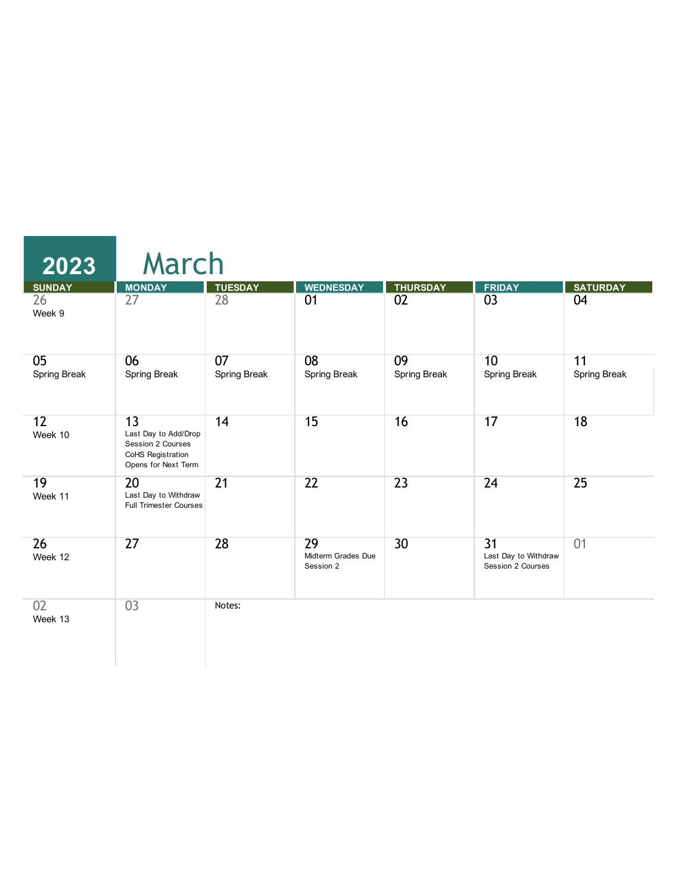# 2023 March

| SUNDAY | MONDAY | TUESDAY | WEDNESDAY | THURSDAY | FRIDAY | SATURDAY |
|---|---|---|---|---|---|---|
| 26 Week 9 | 27 | 28 | 01 | 02 | 03 | 04 |
| 05 Spring Break | 06 Spring Break | 07 Spring Break | 08 Spring Break | 09 Spring Break | 10 Spring Break | 11 Spring Break |
| 12 Week 10 | 13 Last Day to Add/Drop Session 2 Courses CoHS Registration Opens for Next Term | 14 | 15 | 16 | 17 | 18 |
| 19 Week 11 | 20 Last Day to Withdraw Full Trimester Courses | 21 | 22 | 23 | 24 | 25 |
| 26 Week 12 | 27 | 28 | 29 Midterm Grades Due Session 2 | 30 | 31 Last Day to Withdraw Session 2 Courses | 01 |
| 02 Week 13 | 03 | Notes: | | | | |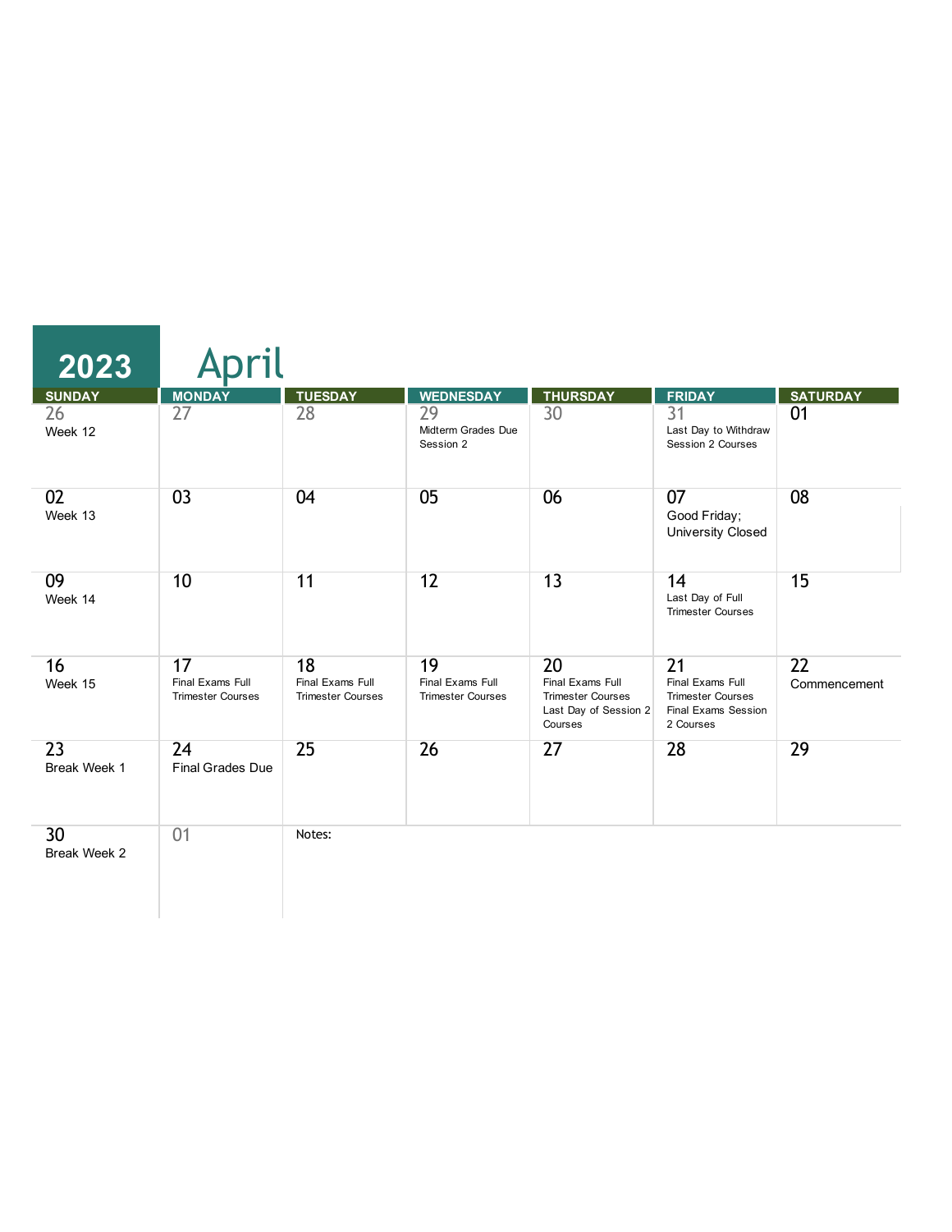# 2023 April

| SUNDAY | MONDAY | TUESDAY | WEDNESDAY | THURSDAY | FRIDAY | SATURDAY |
|---|---|---|---|---|---|---|
| 26 Week 12 | 27 | 28 | 29 Midterm Grades Due Session 2 | 30 | 31 Last Day to Withdraw Session 2 Courses | 01 |
| 02 Week 13 | 03 | 04 | 05 | 06 | 07 Good Friday; University Closed | 08 |
| 09 Week 14 | 10 | 11 | 12 | 13 | 14 Last Day of Full Trimester Courses | 15 |
| 16 Week 15 | 17 Final Exams Full Trimester Courses | 18 Final Exams Full Trimester Courses | 19 Final Exams Full Trimester Courses | 20 Final Exams Full Trimester Courses Last Day of Session 2 Courses | 21 Final Exams Full Trimester Courses Final Exams Session 2 Courses | 22 Commencement |
| 23 Break Week 1 | 24 Final Grades Due | 25 | 26 | 27 | 28 | 29 |
| 30 Break Week 2 | 01 | Notes: | | | | |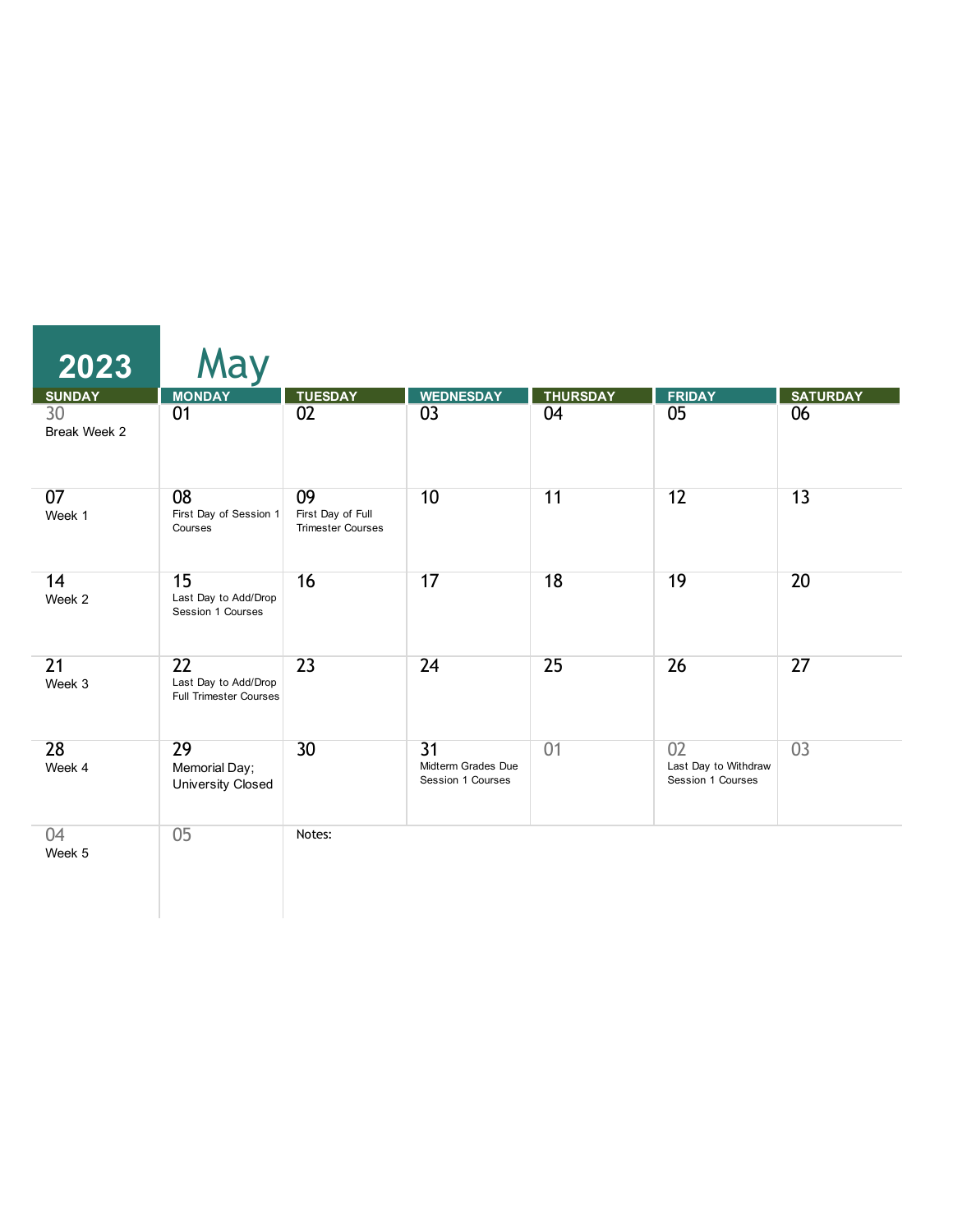# 2023 May

| SUNDAY | MONDAY | TUESDAY | WEDNESDAY | THURSDAY | FRIDAY | SATURDAY |
|---|---|---|---|---|---|---|
| 30<br>Break Week 2 | 01 | 02 | 03 | 04 | 05 | 06 |
| 07<br>Week 1 | 08<br>First Day of Session 1 Courses | 09<br>First Day of Full Trimester Courses | 10 | 11 | 12 | 13 |
| 14<br>Week 2 | 15<br>Last Day to Add/Drop Session 1 Courses | 16 | 17 | 18 | 19 | 20 |
| 21<br>Week 3 | 22<br>Last Day to Add/Drop Full Trimester Courses | 23 | 24 | 25 | 26 | 27 |
| 28<br>Week 4 | 29<br>Memorial Day; University Closed | 30 | 31<br>Midterm Grades Due Session 1 Courses | 01 | 02<br>Last Day to Withdraw Session 1 Courses | 03 |
| 04<br>Week 5 | 05 | Notes: | | | | |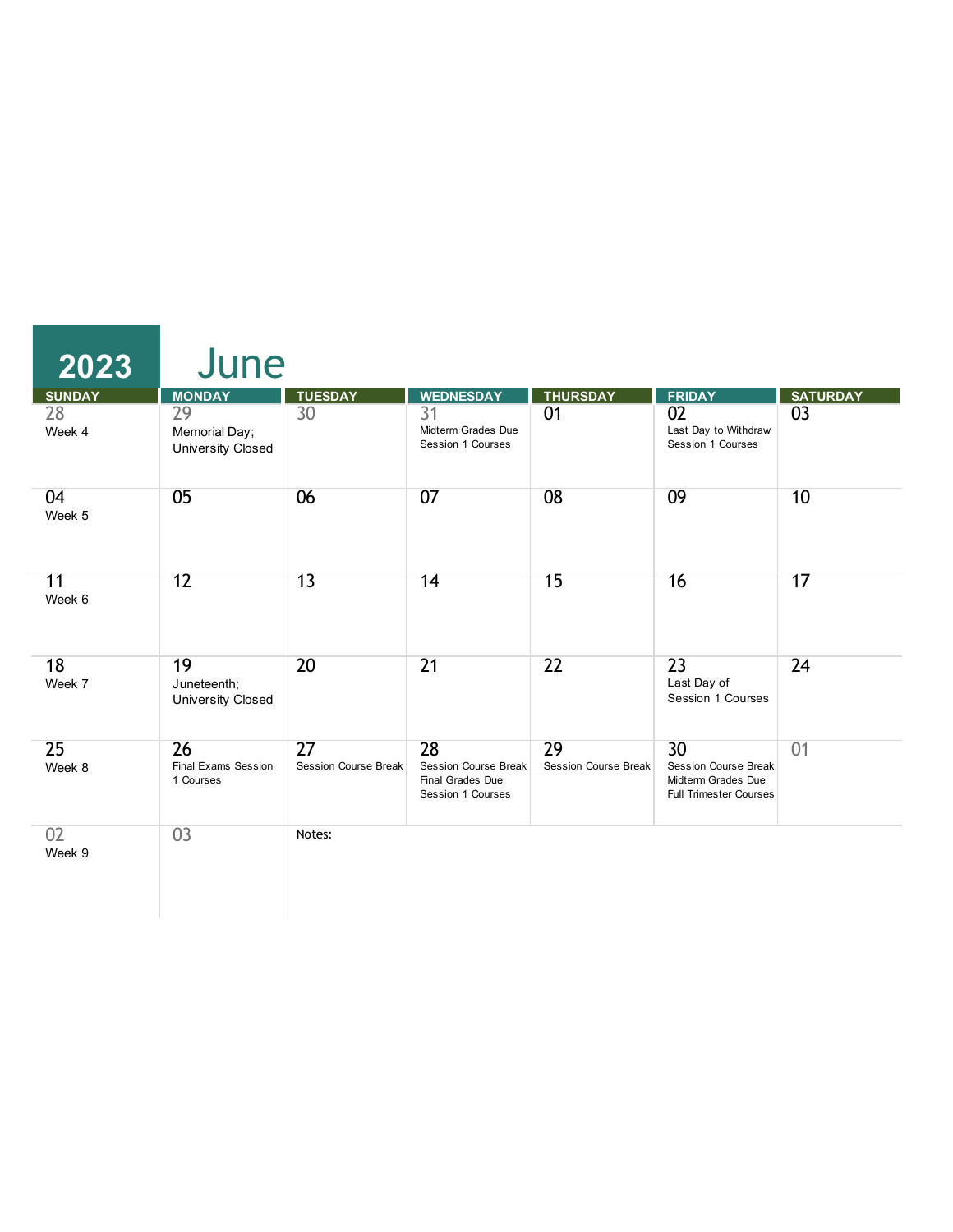# 2023 June

| SUNDAY | MONDAY | TUESDAY | WEDNESDAY | THURSDAY | FRIDAY | SATURDAY |
|---|---|---|---|---|---|---|
| 28<br>Week 4 | 29<br>Memorial Day; University Closed | 30 | 31<br>Midterm Grades Due Session 1 Courses | 01 | 02<br>Last Day to Withdraw Session 1 Courses | 03 |
| 04<br>Week 5 | 05 | 06 | 07 | 08 | 09 | 10 |
| 11<br>Week 6 | 12 | 13 | 14 | 15 | 16 | 17 |
| 18<br>Week 7 | 19<br>Juneteenth; University Closed | 20 | 21 | 22 | 23<br>Last Day of Session 1 Courses | 24 |
| 25<br>Week 8 | 26<br>Final Exams Session 1 Courses | 27<br>Session Course Break | 28<br>Session Course Break<br>Final Grades Due Session 1 Courses | 29<br>Session Course Break | 30<br>Session Course Break<br>Midterm Grades Due Full Trimester Courses | 01 |
| 02<br>Week 9 | 03 | Notes: | | | | |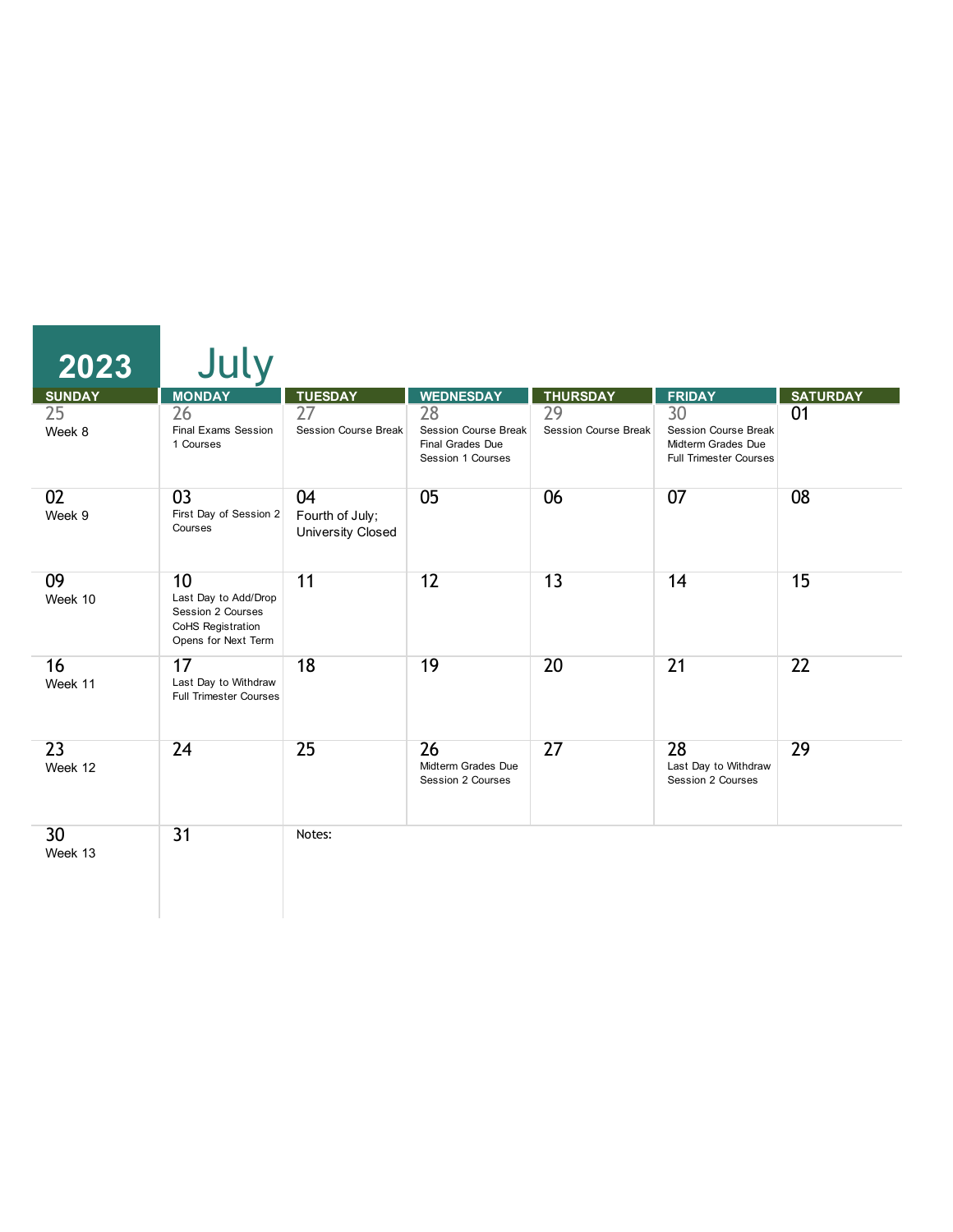# 2023 July

| SUNDAY | MONDAY | TUESDAY | WEDNESDAY | THURSDAY | FRIDAY | SATURDAY |
|---|---|---|---|---|---|---|
| 25<br>Week 8 | 26<br>Final Exams Session 1 Courses | 27<br>Session Course Break | 28<br>Session Course Break<br>Final Grades Due Session 1 Courses | 29<br>Session Course Break | 30<br>Session Course Break<br>Midterm Grades Due Full Trimester Courses | 01 |
| 02<br>Week 9 | 03<br>First Day of Session 2 Courses | 04<br>Fourth of July; University Closed | 05 | 06 | 07 | 08 |
| 09<br>Week 10 | 10<br>Last Day to Add/Drop Session 2 Courses<br>CoHS Registration Opens for Next Term | 11 | 12 | 13 | 14 | 15 |
| 16<br>Week 11 | 17<br>Last Day to Withdraw Full Trimester Courses | 18 | 19 | 20 | 21 | 22 |
| 23<br>Week 12 | 24 | 25 | 26<br>Midterm Grades Due Session 2 Courses | 27 | 28<br>Last Day to Withdraw Session 2 Courses | 29 |
| 30<br>Week 13 | 31 | Notes: | | | | |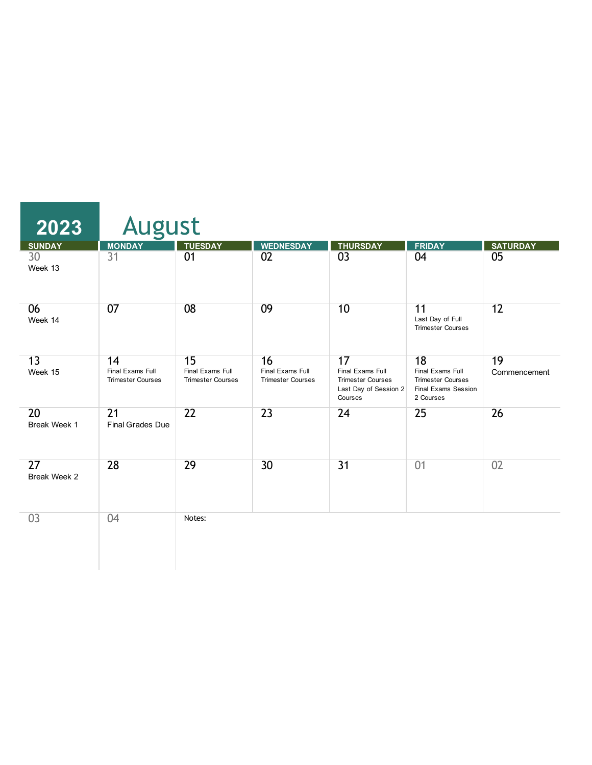# 2023 August

| SUNDAY | MONDAY | TUESDAY | WEDNESDAY | THURSDAY | FRIDAY | SATURDAY |
|---|---|---|---|---|---|---|
| 30 Week 13 | 31 | 01 | 02 | 03 | 04 | 05 |
| 06 Week 14 | 07 | 08 | 09 | 10 | 11 Last Day of Full Trimester Courses | 12 |
| 13 Week 15 | 14 Final Exams Full Trimester Courses | 15 Final Exams Full Trimester Courses | 16 Final Exams Full Trimester Courses | 17 Final Exams Full Trimester Courses Last Day of Session 2 Courses | 18 Final Exams Full Trimester Courses Final Exams Session 2 Courses | 19 Commencement |
| 20 Break Week 1 | 21 Final Grades Due | 22 | 23 | 24 | 25 | 26 |
| 27 Break Week 2 | 28 | 29 | 30 | 31 | 01 | 02 |
| 03 | 04 | Notes: | | | | |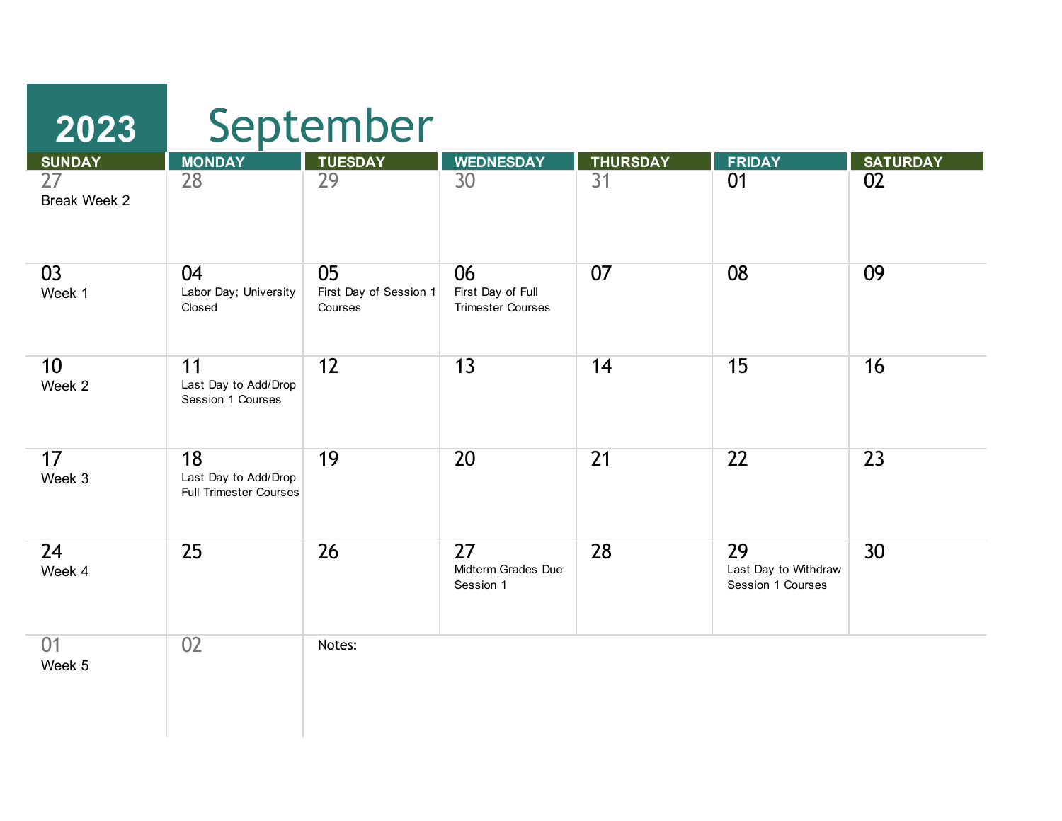# 2023 September

| SUNDAY | MONDAY | TUESDAY | WEDNESDAY | THURSDAY | FRIDAY | SATURDAY |
|---|---|---|---|---|---|---|
| 27 Break Week 2 | 28 | 29 | 30 | 31 | 01 | 02 |
| 03 Week 1 | 04 Labor Day; University Closed | 05 First Day of Session 1 Courses | 06 First Day of Full Trimester Courses | 07 | 08 | 09 |
| 10 Week 2 | 11 Last Day to Add/Drop Session 1 Courses | 12 | 13 | 14 | 15 | 16 |
| 17 Week 3 | 18 Last Day to Add/Drop Full Trimester Courses | 19 | 20 | 21 | 22 | 23 |
| 24 Week 4 | 25 | 26 | 27 Midterm Grades Due Session 1 | 28 | 29 Last Day to Withdraw Session 1 Courses | 30 |
| 01 Week 5 | 02 | Notes: | | | | |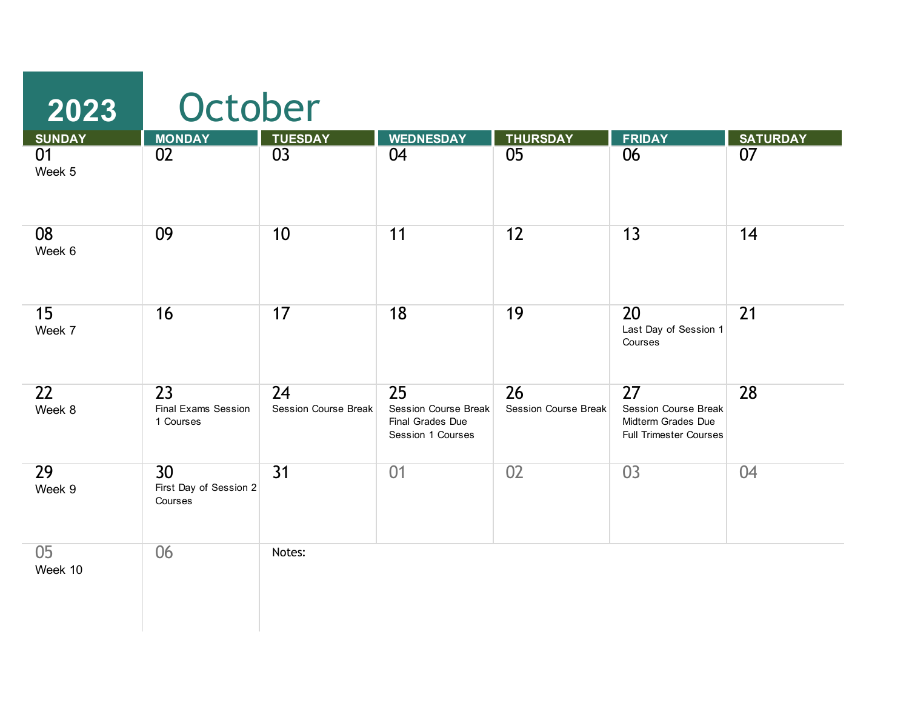# 2023 October

| SUNDAY | MONDAY | TUESDAY | WEDNESDAY | THURSDAY | FRIDAY | SATURDAY |
|---|---|---|---|---|---|---|
| 01<br>Week 5 | 02 | 03 | 04 | 05 | 06 | 07 |
| 08<br>Week 6 | 09 | 10 | 11 | 12 | 13 | 14 |
| 15<br>Week 7 | 16 | 17 | 18 | 19 | 20<br>Last Day of Session 1 Courses | 21 |
| 22<br>Week 8 | 23<br>Final Exams Session 1 Courses | 24<br>Session Course Break | 25<br>Session Course Break<br>Final Grades Due Session 1 Courses | 26<br>Session Course Break | 27<br>Session Course Break<br>Midterm Grades Due Full Trimester Courses | 28 |
| 29<br>Week 9 | 30<br>First Day of Session 2 Courses | 31 | 01 | 02 | 03 | 04 |
| 05<br>Week 10 | 06 | Notes: | | | | |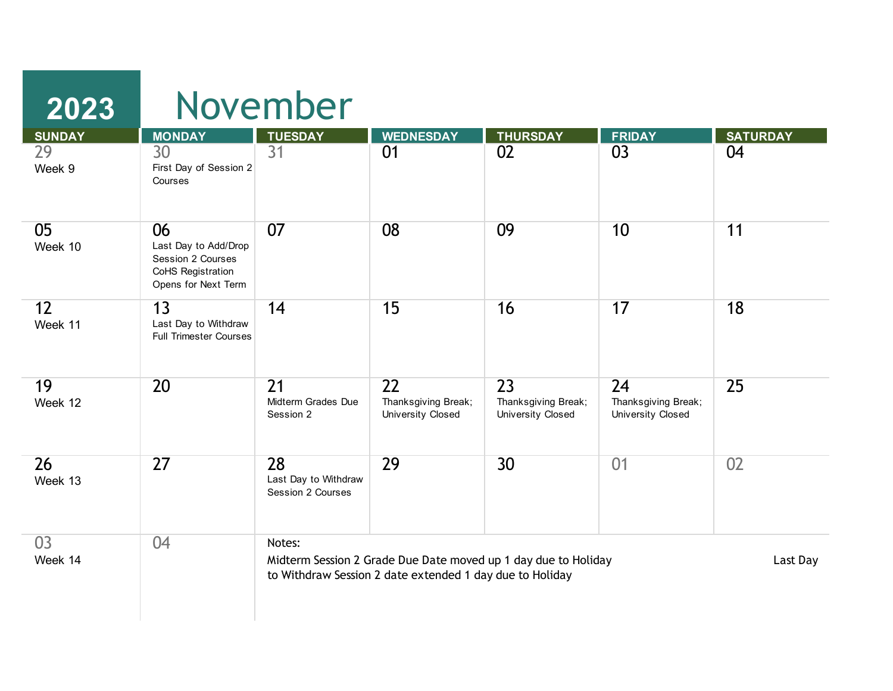# 2023 November

| SUNDAY | MONDAY | TUESDAY | WEDNESDAY | THURSDAY | FRIDAY | SATURDAY |
|---|---|---|---|---|---|---|
| 29 Week 9 | 30 First Day of Session 2 Courses | 31 | 01 | 02 | 03 | 04 |
| 05 Week 10 | 06 Last Day to Add/Drop Session 2 Courses CoHS Registration Opens for Next Term | 07 | 08 | 09 | 10 | 11 |
| 12 Week 11 | 13 Last Day to Withdraw Full Trimester Courses | 14 | 15 | 16 | 17 | 18 |
| 19 Week 12 | 20 | 21 Midterm Grades Due Session 2 | 22 Thanksgiving Break; University Closed | 23 Thanksgiving Break; University Closed | 24 Thanksgiving Break; University Closed | 25 |
| 26 Week 13 | 27 | 28 Last Day to Withdraw Session 2 Courses | 29 | 30 | 01 | 02 |
| 03 Week 14 | 04 | | | | | |

Notes:

Midterm Session 2 Grade Due Date moved up 1 day due to Holiday

Last Day to Withdraw Session 2 date extended 1 day due to Holiday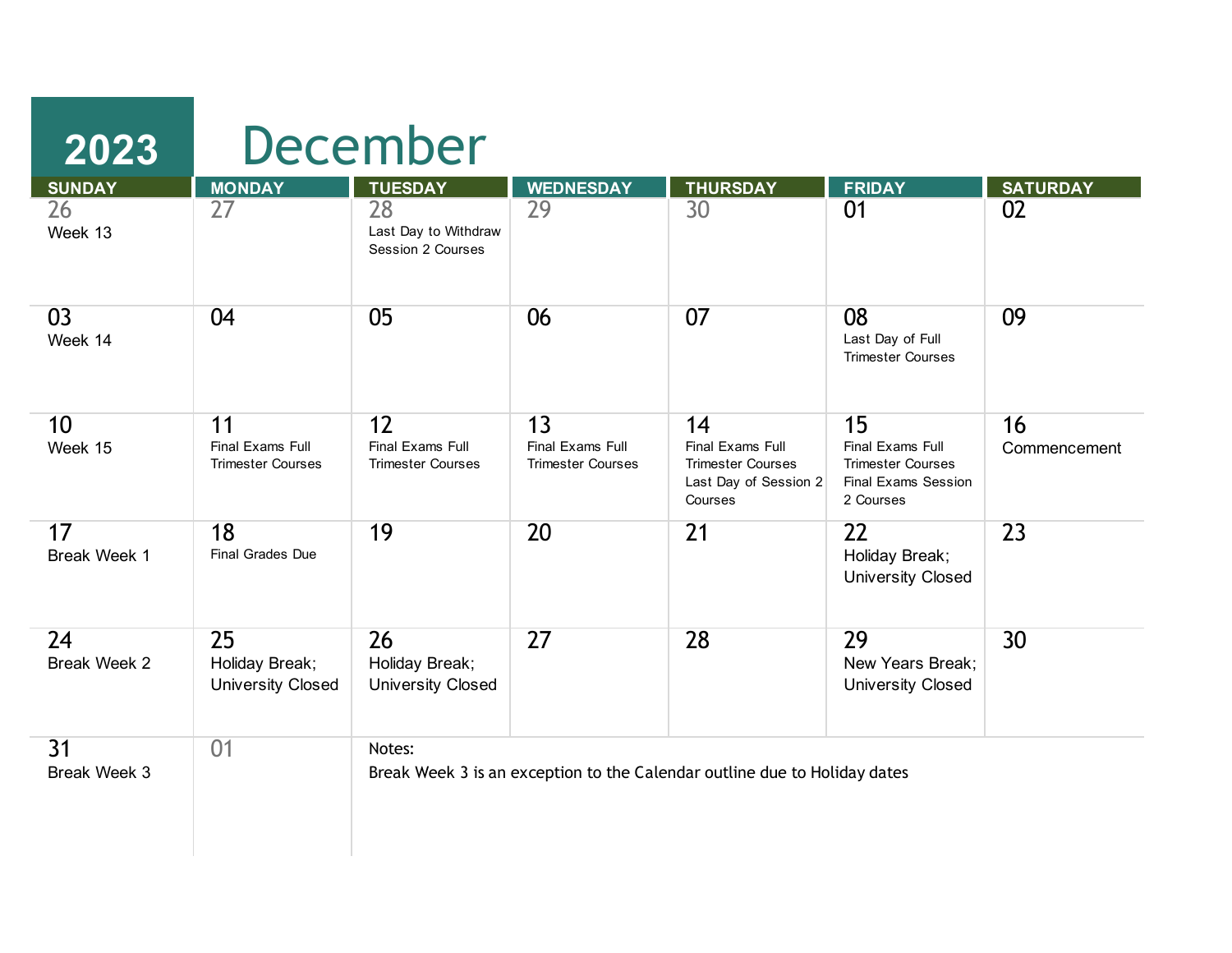# 2023 December

| SUNDAY | MONDAY | TUESDAY | WEDNESDAY | THURSDAY | FRIDAY | SATURDAY |
|---|---|---|---|---|---|---|
| 26<br>Week 13 | 27 | 28<br>Last Day to Withdraw Session 2 Courses | 29 | 30 | 01 | 02 |
| 03<br>Week 14 | 04 | 05 | 06 | 07 | 08<br>Last Day of Full Trimester Courses | 09 |
| 10<br>Week 15 | 11<br>Final Exams Full Trimester Courses | 12<br>Final Exams Full Trimester Courses | 13<br>Final Exams Full Trimester Courses | 14<br>Final Exams Full Trimester Courses<br>Last Day of Session 2 Courses | 15<br>Final Exams Full Trimester Courses<br>Final Exams Session 2 Courses | 16<br>Commencement |
| 17<br>Break Week 1 | 18<br>Final Grades Due | 19 | 20 | 21 | 22<br>Holiday Break; University Closed | 23 |
| 24<br>Break Week 2 | 25<br>Holiday Break; University Closed | 26<br>Holiday Break; University Closed | 27 | 28 | 29<br>New Years Break; University Closed | 30 |
| 31<br>Break Week 3 | 01 | | | | | |

Notes:

Break Week 3 is an exception to the Calendar outline due to Holiday dates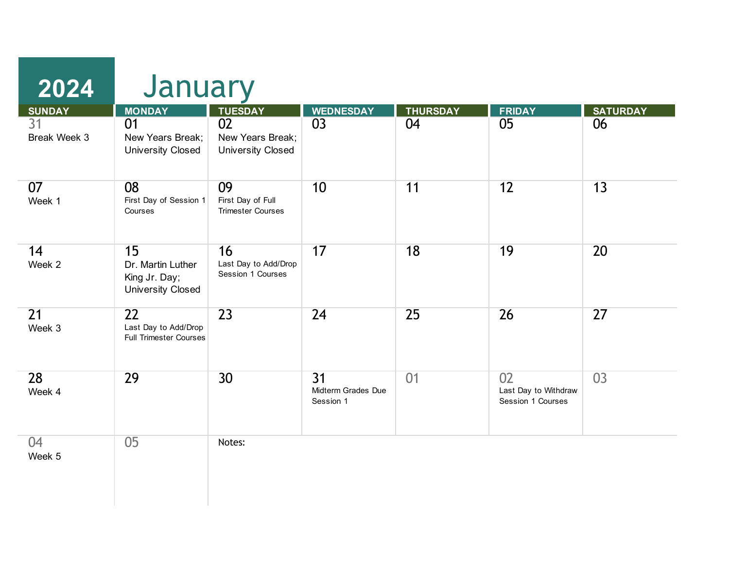# 2024 January

| SUNDAY | MONDAY | TUESDAY | WEDNESDAY | THURSDAY | FRIDAY | SATURDAY |
|---|---|---|---|---|---|---|
| 31 Break Week 3 | 01 New Years Break; University Closed | 02 New Years Break; University Closed | 03 | 04 | 05 | 06 |
| 07 Week 1 | 08 First Day of Session 1 Courses | 09 First Day of Full Trimester Courses | 10 | 11 | 12 | 13 |
| 14 Week 2 | 15 Dr. Martin Luther King Jr. Day; University Closed | 16 Last Day to Add/Drop Session 1 Courses | 17 | 18 | 19 | 20 |
| 21 Week 3 | 22 Last Day to Add/Drop Full Trimester Courses | 23 | 24 | 25 | 26 | 27 |
| 28 Week 4 | 29 | 30 | 31 Midterm Grades Due Session 1 | 01 | 02 Last Day to Withdraw Session 1 Courses | 03 |
| 04 Week 5 | 05 | Notes: | | | | |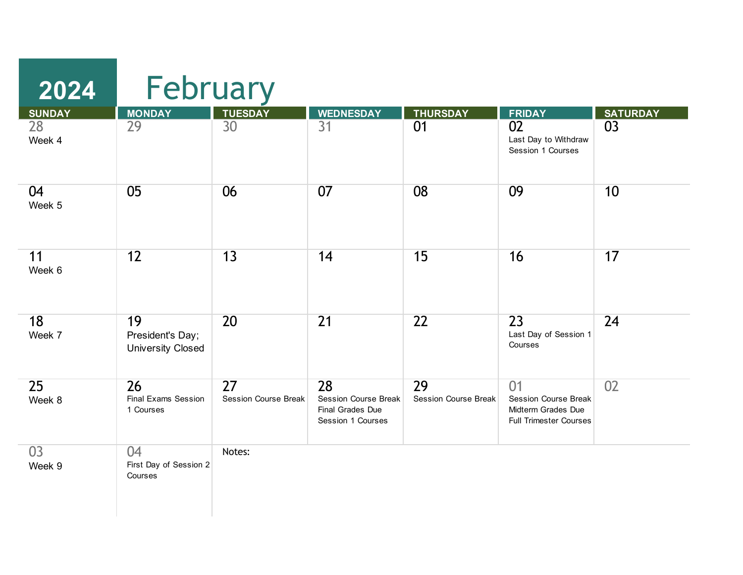# 2024 February

| SUNDAY | MONDAY | TUESDAY | WEDNESDAY | THURSDAY | FRIDAY | SATURDAY |
|---|---|---|---|---|---|---|
| 28<br>Week 4 | 29 | 30 | 31 | 01 | 02<br>Last Day to Withdraw Session 1 Courses | 03 |
| 04<br>Week 5 | 05 | 06 | 07 | 08 | 09 | 10 |
| 11<br>Week 6 | 12 | 13 | 14 | 15 | 16 | 17 |
| 18<br>Week 7 | 19<br>President's Day; University Closed | 20 | 21 | 22 | 23<br>Last Day of Session 1 Courses | 24 |
| 25<br>Week 8 | 26<br>Final Exams Session 1 Courses | 27<br>Session Course Break | 28<br>Session Course Break<br>Final Grades Due Session 1 Courses | 29<br>Session Course Break | 01<br>Session Course Break<br>Midterm Grades Due Full Trimester Courses | 02 |
| 03<br>Week 9 | 04<br>First Day of Session 2 Courses | Notes: | | | | |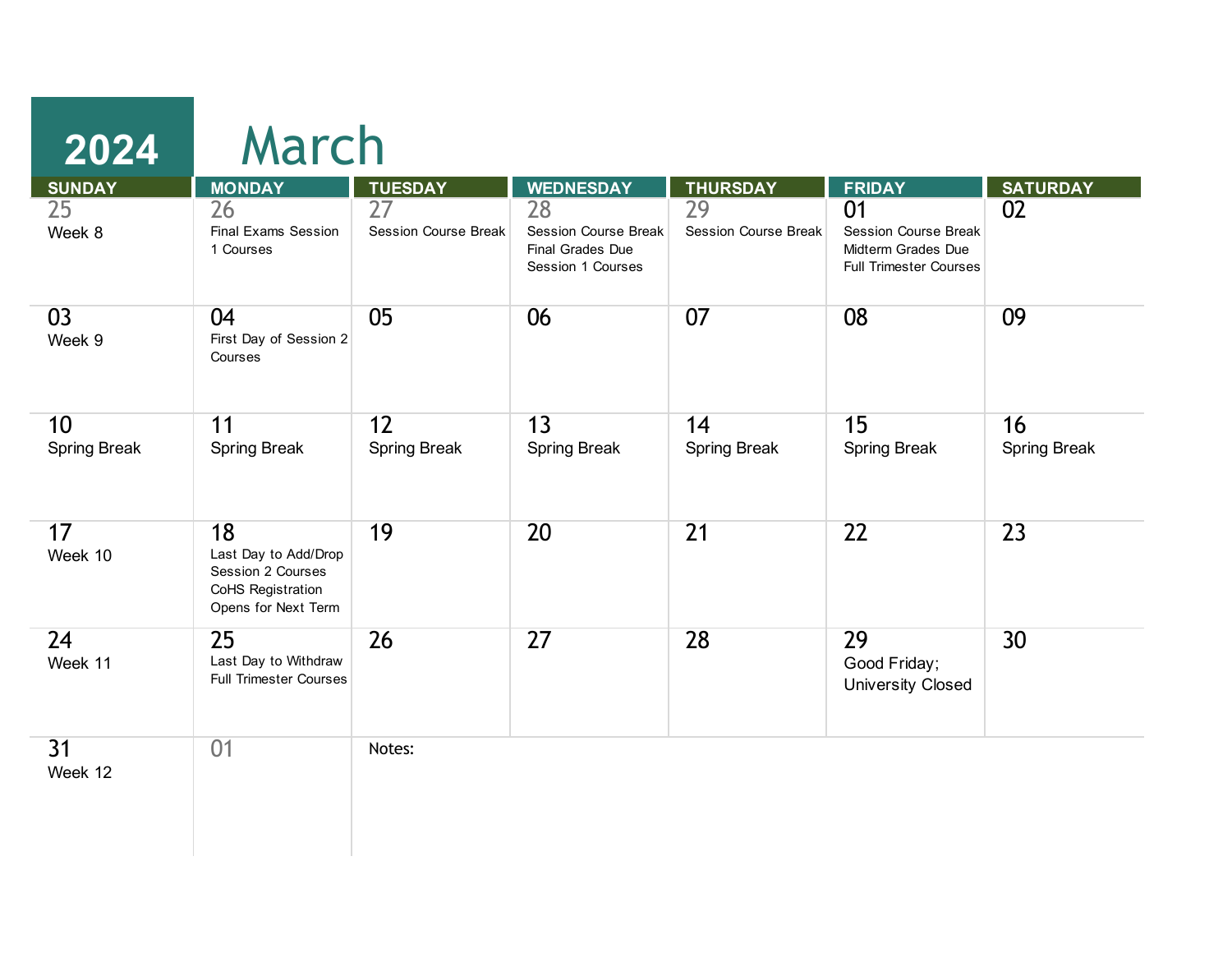# 2024 March

| SUNDAY | MONDAY | TUESDAY | WEDNESDAY | THURSDAY | FRIDAY | SATURDAY |
|---|---|---|---|---|---|---|
| 25<br>Week 8 | 26<br>Final Exams Session 1 Courses | 27<br>Session Course Break | 28<br>Session Course Break<br>Final Grades Due Session 1 Courses | 29<br>Session Course Break | 01<br>Session Course Break<br>Midterm Grades Due Full Trimester Courses | 02 |
| 03<br>Week 9 | 04<br>First Day of Session 2 Courses | 05 | 06 | 07 | 08 | 09 |
| 10<br>Spring Break | 11<br>Spring Break | 12<br>Spring Break | 13<br>Spring Break | 14<br>Spring Break | 15<br>Spring Break | 16<br>Spring Break |
| 17<br>Week 10 | 18<br>Last Day to Add/Drop Session 2 Courses<br>CoHS Registration Opens for Next Term | 19 | 20 | 21 | 22 | 23 |
| 24<br>Week 11 | 25<br>Last Day to Withdraw Full Trimester Courses | 26 | 27 | 28 | 29<br>Good Friday; University Closed | 30 |
| 31<br>Week 12 | 01 | Notes: | | | | |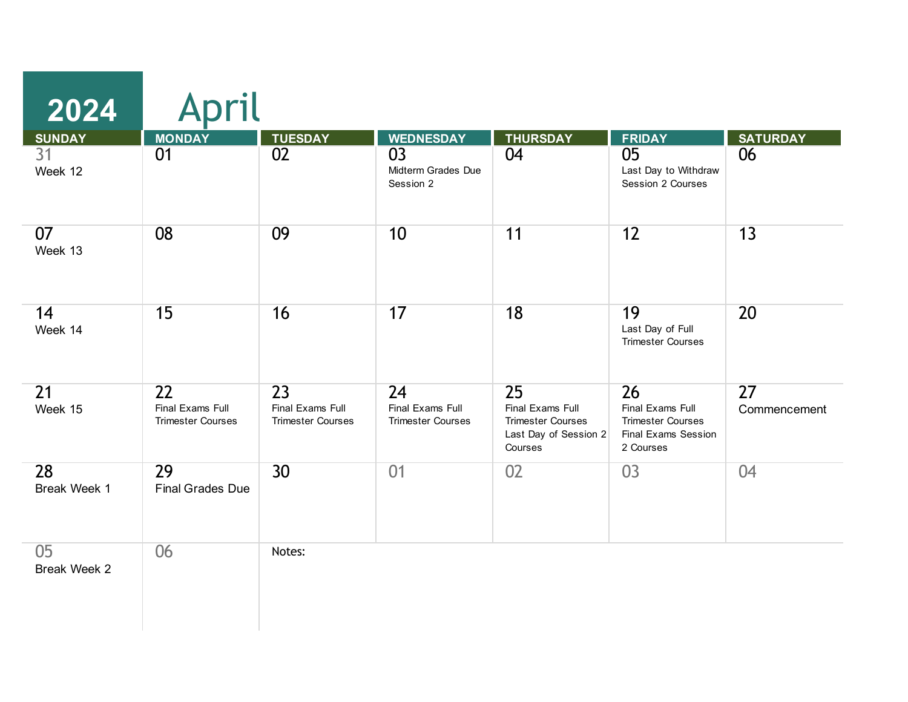# 2024 April

| SUNDAY | MONDAY | TUESDAY | WEDNESDAY | THURSDAY | FRIDAY | SATURDAY |
|---|---|---|---|---|---|---|
| 31<br>Week 12 | 01 | 02 | 03<br>Midterm Grades Due Session 2 | 04 | 05<br>Last Day to Withdraw Session 2 Courses | 06 |
| 07<br>Week 13 | 08 | 09 | 10 | 11 | 12 | 13 |
| 14<br>Week 14 | 15 | 16 | 17 | 18 | 19<br>Last Day of Full Trimester Courses | 20 |
| 21<br>Week 15 | 22<br>Final Exams Full Trimester Courses | 23<br>Final Exams Full Trimester Courses | 24<br>Final Exams Full Trimester Courses | 25<br>Final Exams Full Trimester Courses<br>Last Day of Session 2 Courses | 26<br>Final Exams Full Trimester Courses<br>Final Exams Session 2 Courses | 27<br>Commencement |
| 28<br>Break Week 1 | 29<br>Final Grades Due | 30 | 01 | 02 | 03 | 04 |
| 05<br>Break Week 2 | 06 | Notes: | | | | |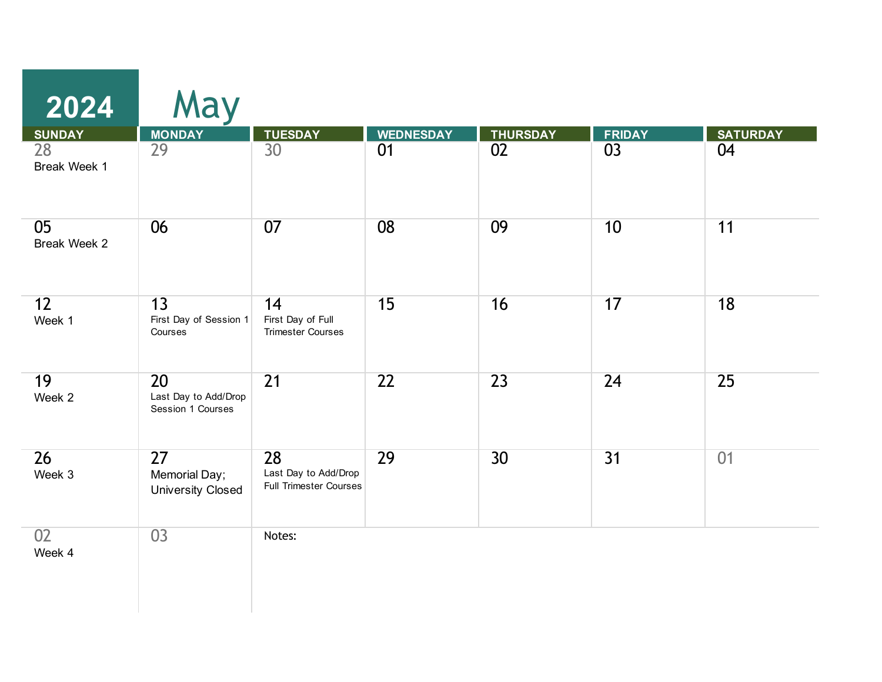# 2024 May

| SUNDAY | MONDAY | TUESDAY | WEDNESDAY | THURSDAY | FRIDAY | SATURDAY |
| --- | --- | --- | --- | --- | --- | --- |
| 28<br>Break Week 1 | 29 | 30 | 01 | 02 | 03 | 04 |
| 05<br>Break Week 2 | 06 | 07 | 08 | 09 | 10 | 11 |
| 12<br>Week 1 | 13<br>First Day of Session 1 Courses | 14<br>First Day of Full Trimester Courses | 15 | 16 | 17 | 18 |
| 19<br>Week 2 | 20<br>Last Day to Add/Drop Session 1 Courses | 21 | 22 | 23 | 24 | 25 |
| 26<br>Week 3 | 27<br>Memorial Day; University Closed | 28<br>Last Day to Add/Drop Full Trimester Courses | 29 | 30 | 31 | 01 |
| 02<br>Week 4 | 03 | Notes: | | | | |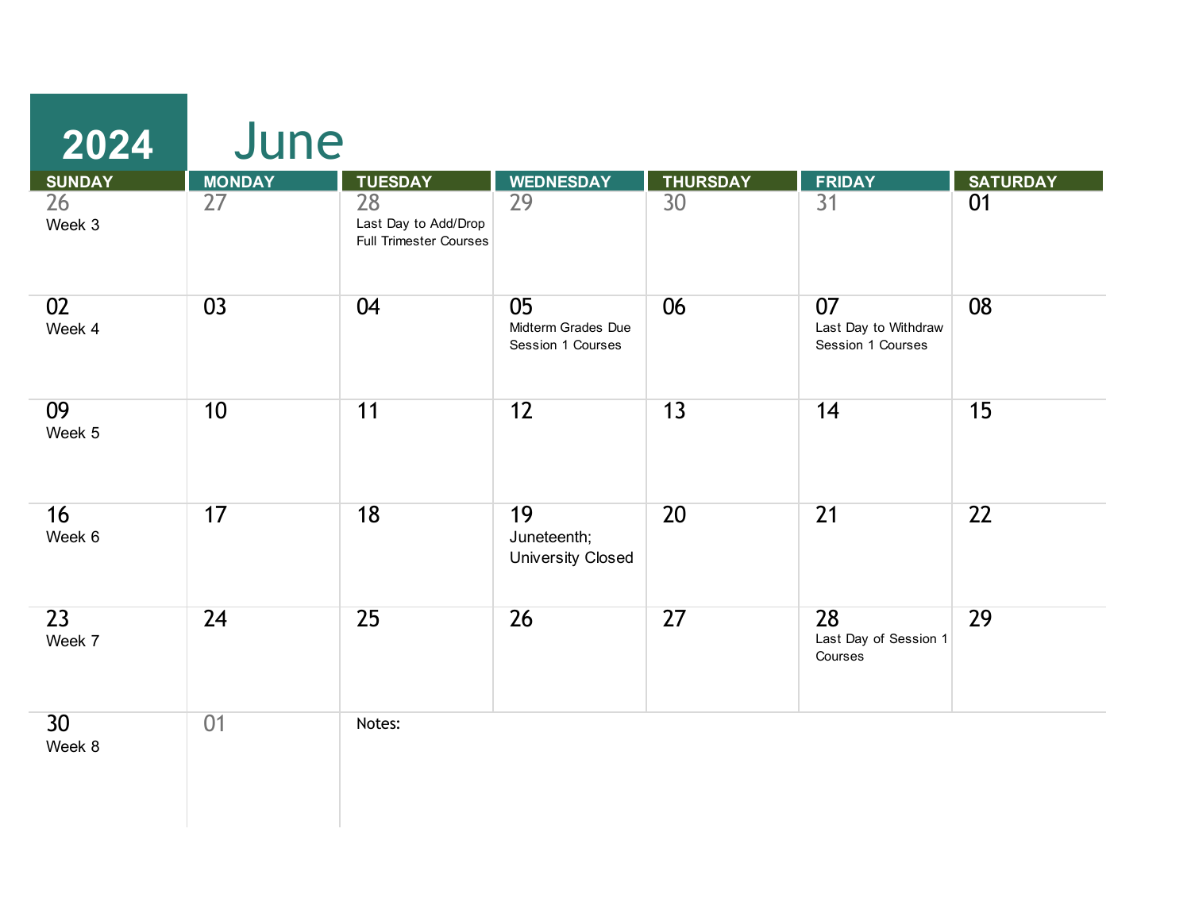# 2024 June

| SUNDAY | MONDAY | TUESDAY | WEDNESDAY | THURSDAY | FRIDAY | SATURDAY |
|---|---|---|---|---|---|---|
| 26<br>Week 3 | 27 | 28<br>Last Day to Add/Drop Full Trimester Courses | 29 | 30 | 31 | 01 |
| 02<br>Week 4 | 03 | 04 | 05<br>Midterm Grades Due Session 1 Courses | 06 | 07<br>Last Day to Withdraw Session 1 Courses | 08 |
| 09<br>Week 5 | 10 | 11 | 12 | 13 | 14 | 15 |
| 16<br>Week 6 | 17 | 18 | 19<br>Juneteenth; University Closed | 20 | 21 | 22 |
| 23<br>Week 7 | 24 | 25 | 26 | 27 | 28<br>Last Day of Session 1 Courses | 29 |
| 30<br>Week 8 | 01 | Notes: | | | | |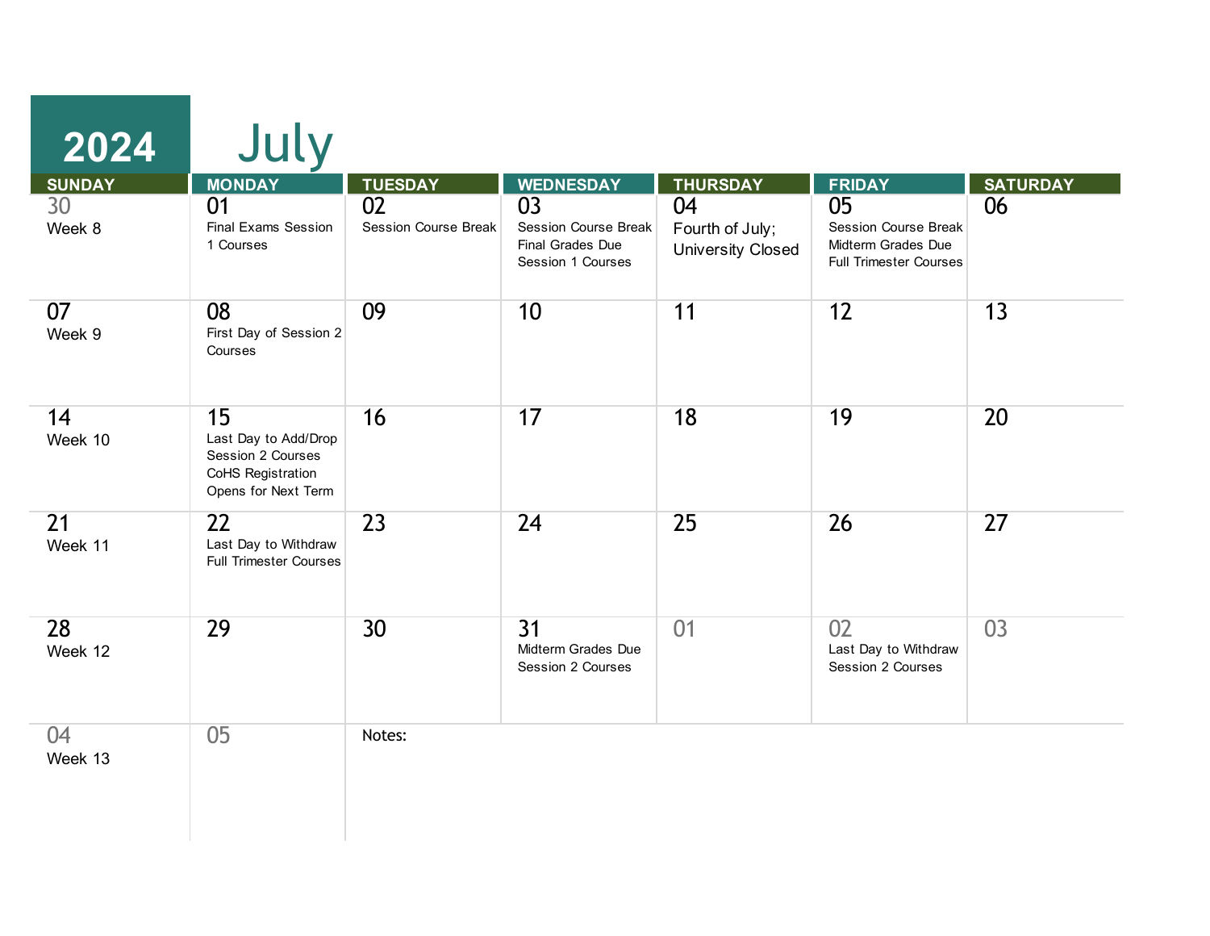# 2024 July

| SUNDAY | MONDAY | TUESDAY | WEDNESDAY | THURSDAY | FRIDAY | SATURDAY |
|---|---|---|---|---|---|---|
| 30<br>Week 8 | 01<br>Final Exams Session 1 Courses | 02<br>Session Course Break | 03<br>Session Course Break<br>Final Grades Due Session 1 Courses | 04<br>Fourth of July; University Closed | 05<br>Session Course Break<br>Midterm Grades Due Full Trimester Courses | 06 |
| 07<br>Week 9 | 08<br>First Day of Session 2 Courses | 09 | 10 | 11 | 12 | 13 |
| 14<br>Week 10 | 15<br>Last Day to Add/Drop Session 2 Courses<br>CoHS Registration Opens for Next Term | 16 | 17 | 18 | 19 | 20 |
| 21<br>Week 11 | 22<br>Last Day to Withdraw Full Trimester Courses | 23 | 24 | 25 | 26 | 27 |
| 28<br>Week 12 | 29 | 30 | 31<br>Midterm Grades Due Session 2 Courses | 01 | 02<br>Last Day to Withdraw Session 2 Courses | 03 |
| 04<br>Week 13 | 05 | Notes: | | | | |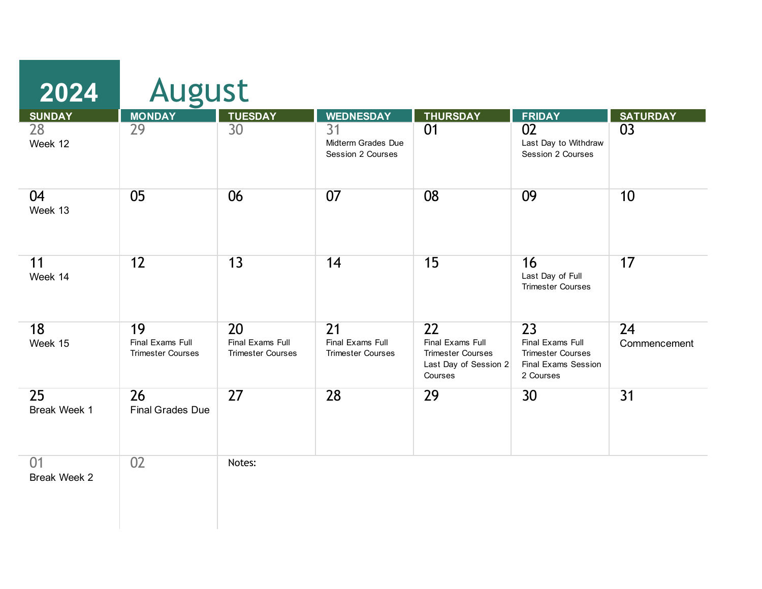# 2024 August

| SUNDAY | MONDAY | TUESDAY | WEDNESDAY | THURSDAY | FRIDAY | SATURDAY |
|---|---|---|---|---|---|---|
| 28 Week 12 | 29 | 30 | 31 Midterm Grades Due Session 2 Courses | 01 | 02 Last Day to Withdraw Session 2 Courses | 03 |
| 04 Week 13 | 05 | 06 | 07 | 08 | 09 | 10 |
| 11 Week 14 | 12 | 13 | 14 | 15 | 16 Last Day of Full Trimester Courses | 17 |
| 18 Week 15 | 19 Final Exams Full Trimester Courses | 20 Final Exams Full Trimester Courses | 21 Final Exams Full Trimester Courses | 22 Final Exams Full Trimester Courses Last Day of Session 2 Courses | 23 Final Exams Full Trimester Courses Final Exams Session 2 Courses | 24 Commencement |
| 25 Break Week 1 | 26 Final Grades Due | 27 | 28 | 29 | 30 | 31 |
| 01 Break Week 2 | 02 | Notes: | | | | |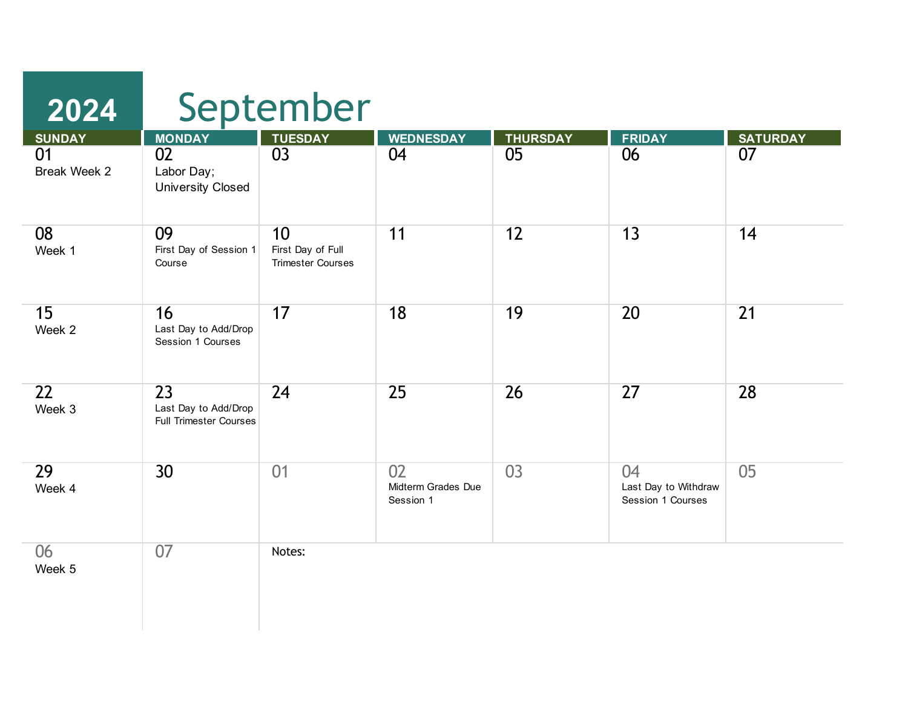# 2024 September

| SUNDAY | MONDAY | TUESDAY | WEDNESDAY | THURSDAY | FRIDAY | SATURDAY |
|---|---|---|---|---|---|---|
| 01 Break Week 2 | 02 Labor Day; University Closed | 03 | 04 | 05 | 06 | 07 |
| 08 Week 1 | 09 First Day of Session 1 Course | 10 First Day of Full Trimester Courses | 11 | 12 | 13 | 14 |
| 15 Week 2 | 16 Last Day to Add/Drop Session 1 Courses | 17 | 18 | 19 | 20 | 21 |
| 22 Week 3 | 23 Last Day to Add/Drop Full Trimester Courses | 24 | 25 | 26 | 27 | 28 |
| 29 Week 4 | 30 | 01 | 02 Midterm Grades Due Session 1 | 03 | 04 Last Day to Withdraw Session 1 Courses | 05 |
| 06 Week 5 | 07 | Notes: | | | | |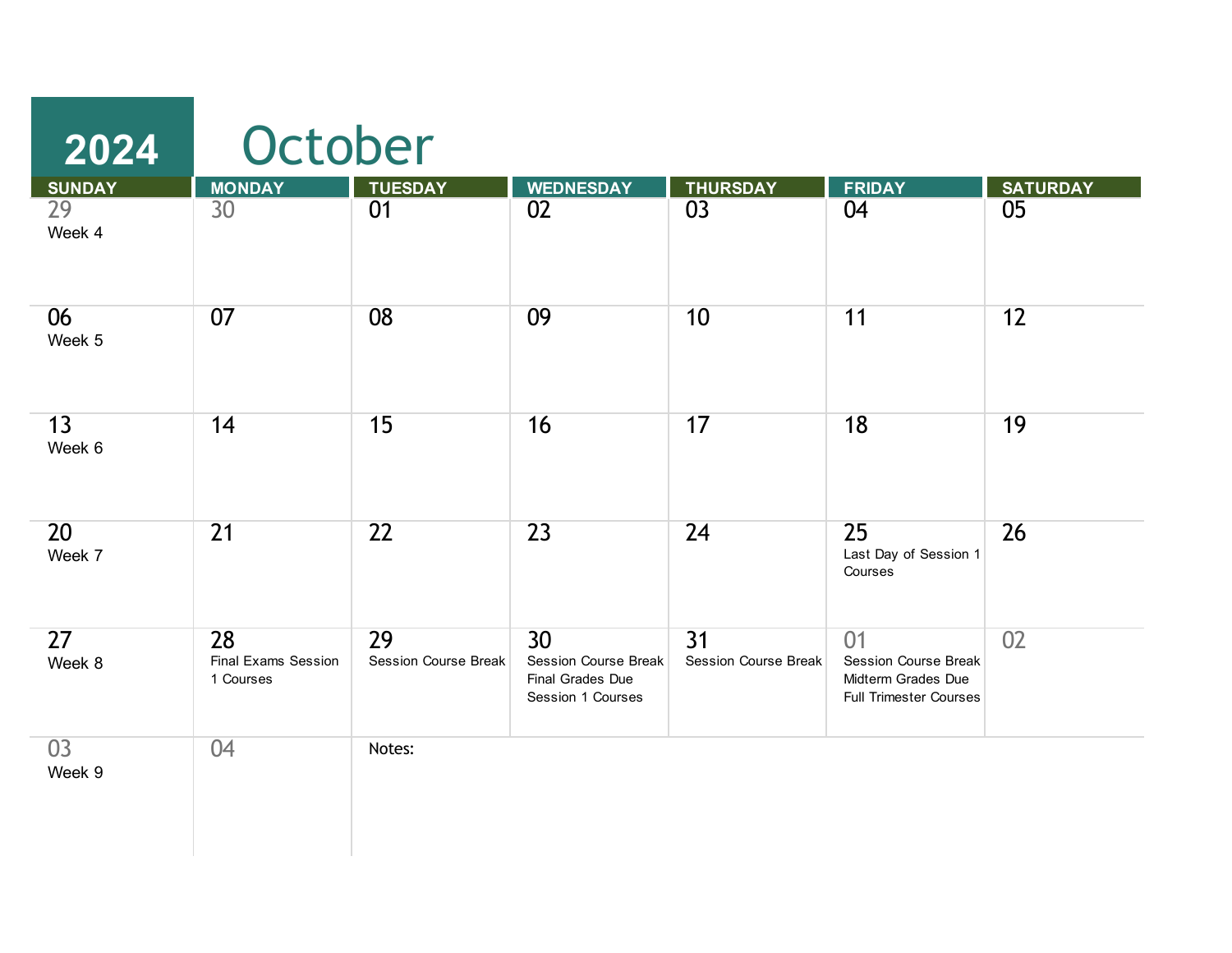# 2024 October

| SUNDAY | MONDAY | TUESDAY | WEDNESDAY | THURSDAY | FRIDAY | SATURDAY |
|---|---|---|---|---|---|---|
| 29 Week 4 | 30 | 01 | 02 | 03 | 04 | 05 |
| 06 Week 5 | 07 | 08 | 09 | 10 | 11 | 12 |
| 13 Week 6 | 14 | 15 | 16 | 17 | 18 | 19 |
| 20 Week 7 | 21 | 22 | 23 | 24 | 25 Last Day of Session 1 Courses | 26 |
| 27 Week 8 | 28 Final Exams Session 1 Courses | 29 Session Course Break | 30 Session Course Break Final Grades Due Session 1 Courses | 31 Session Course Break | 01 Session Course Break Midterm Grades Due Full Trimester Courses | 02 |
| 03 Week 9 | 04 | Notes: | | | | |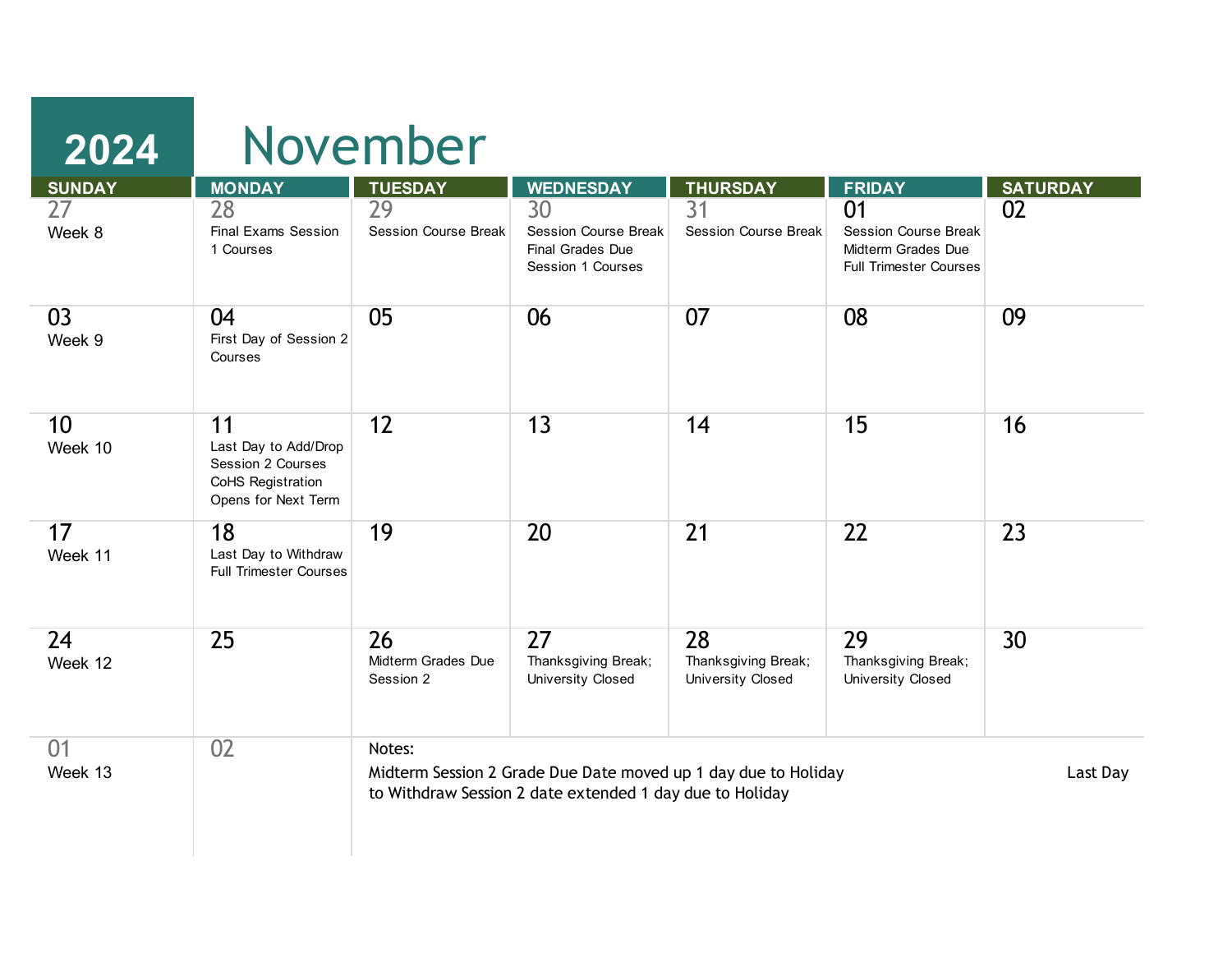# 2024 November

| SUNDAY | MONDAY | TUESDAY | WEDNESDAY | THURSDAY | FRIDAY | SATURDAY |
|---|---|---|---|---|---|---|
| 27<br>Week 8 | 28<br>Final Exams Session 1 Courses | 29<br>Session Course Break | 30<br>Session Course Break<br>Final Grades Due Session 1 Courses | 31<br>Session Course Break | 01<br>Session Course Break<br>Midterm Grades Due Full Trimester Courses | 02 |
| 03<br>Week 9 | 04<br>First Day of Session 2 Courses | 05 | 06 | 07 | 08 | 09 |
| 10<br>Week 10 | 11<br>Last Day to Add/Drop Session 2 Courses<br>CoHS Registration Opens for Next Term | 12 | 13 | 14 | 15 | 16 |
| 17<br>Week 11 | 18<br>Last Day to Withdraw Full Trimester Courses | 19 | 20 | 21 | 22 | 23 |
| 24<br>Week 12 | 25 | 26<br>Midterm Grades Due Session 2 | 27<br>Thanksgiving Break; University Closed | 28<br>Thanksgiving Break; University Closed | 29<br>Thanksgiving Break; University Closed | 30 |
| 01<br>Week 13 | 02 | | | | | |

Notes:

Midterm Session 2 Grade Due Date moved up 1 day due to Holiday Last Day to Withdraw Session 2 date extended 1 day due to Holiday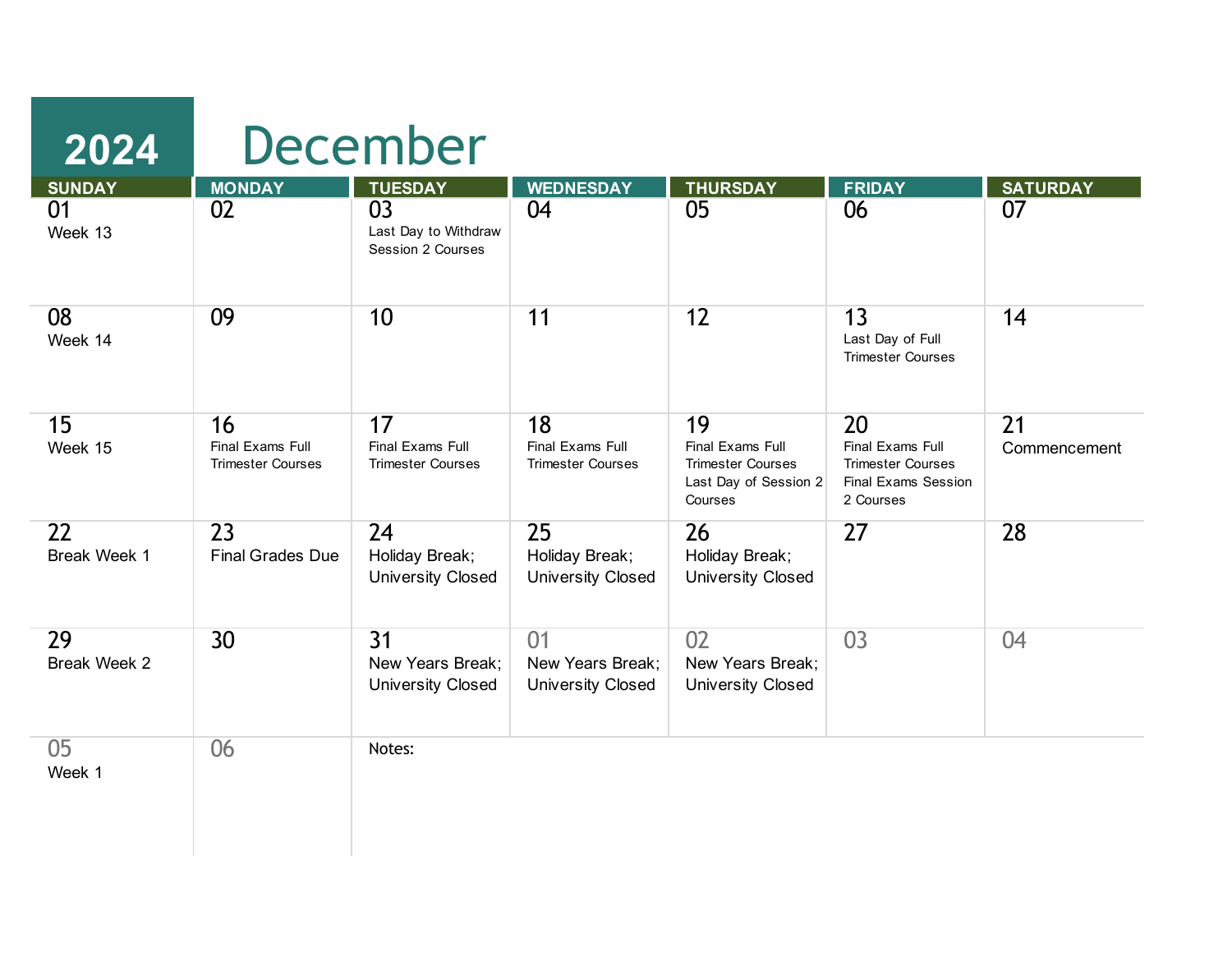# 2024 December

| SUNDAY | MONDAY | TUESDAY | WEDNESDAY | THURSDAY | FRIDAY | SATURDAY |
|---|---|---|---|---|---|---|
| 01<br>Week 13 | 02 | 03<br>Last Day to Withdraw Session 2 Courses | 04 | 05 | 06 | 07 |
| 08<br>Week 14 | 09 | 10 | 11 | 12 | 13<br>Last Day of Full Trimester Courses | 14 |
| 15<br>Week 15 | 16<br>Final Exams Full Trimester Courses | 17<br>Final Exams Full Trimester Courses | 18<br>Final Exams Full Trimester Courses | 19<br>Final Exams Full Trimester Courses<br>Last Day of Session 2 Courses | 20<br>Final Exams Full Trimester Courses<br>Final Exams Session 2 Courses | 21<br>Commencement |
| 22<br>Break Week 1 | 23<br>Final Grades Due | 24<br>Holiday Break; University Closed | 25<br>Holiday Break; University Closed | 26<br>Holiday Break; University Closed | 27 | 28 |
| 29<br>Break Week 2 | 30 | 31<br>New Years Break; University Closed | 01<br>New Years Break; University Closed | 02<br>New Years Break; University Closed | 03 | 04 |
| 05<br>Week 1 | 06 | Notes: | | | | |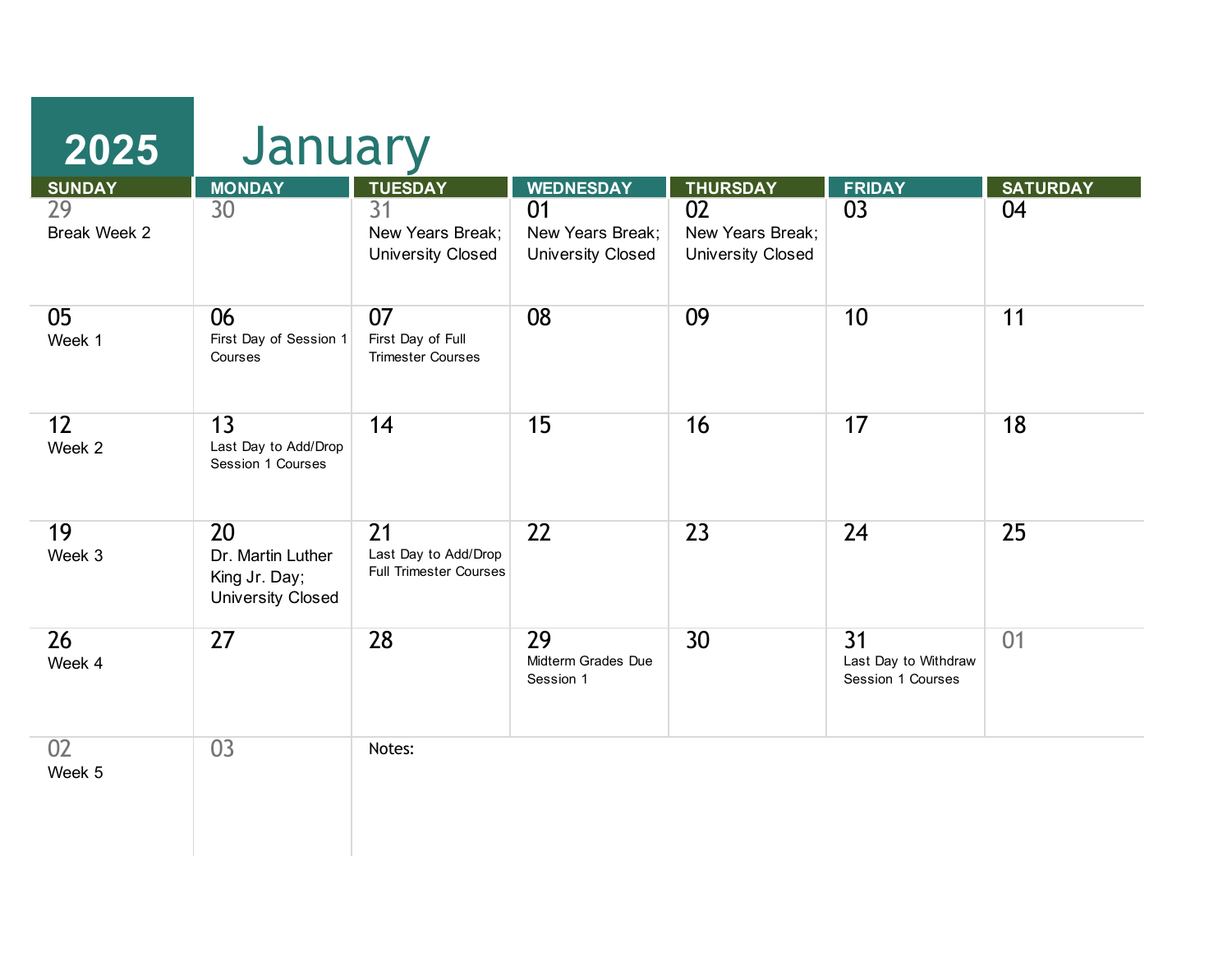# 2025 January

| SUNDAY | MONDAY | TUESDAY | WEDNESDAY | THURSDAY | FRIDAY | SATURDAY |
|---|---|---|---|---|---|---|
| 29 Break Week 2 | 30 | 31 New Years Break; University Closed | 01 New Years Break; University Closed | 02 New Years Break; University Closed | 03 | 04 |
| 05 Week 1 | 06 First Day of Session 1 Courses | 07 First Day of Full Trimester Courses | 08 | 09 | 10 | 11 |
| 12 Week 2 | 13 Last Day to Add/Drop Session 1 Courses | 14 | 15 | 16 | 17 | 18 |
| 19 Week 3 | 20 Dr. Martin Luther King Jr. Day; University Closed | 21 Last Day to Add/Drop Full Trimester Courses | 22 | 23 | 24 | 25 |
| 26 Week 4 | 27 | 28 | 29 Midterm Grades Due Session 1 | 30 | 31 Last Day to Withdraw Session 1 Courses | 01 |
| 02 Week 5 | 03 | Notes: | | | | |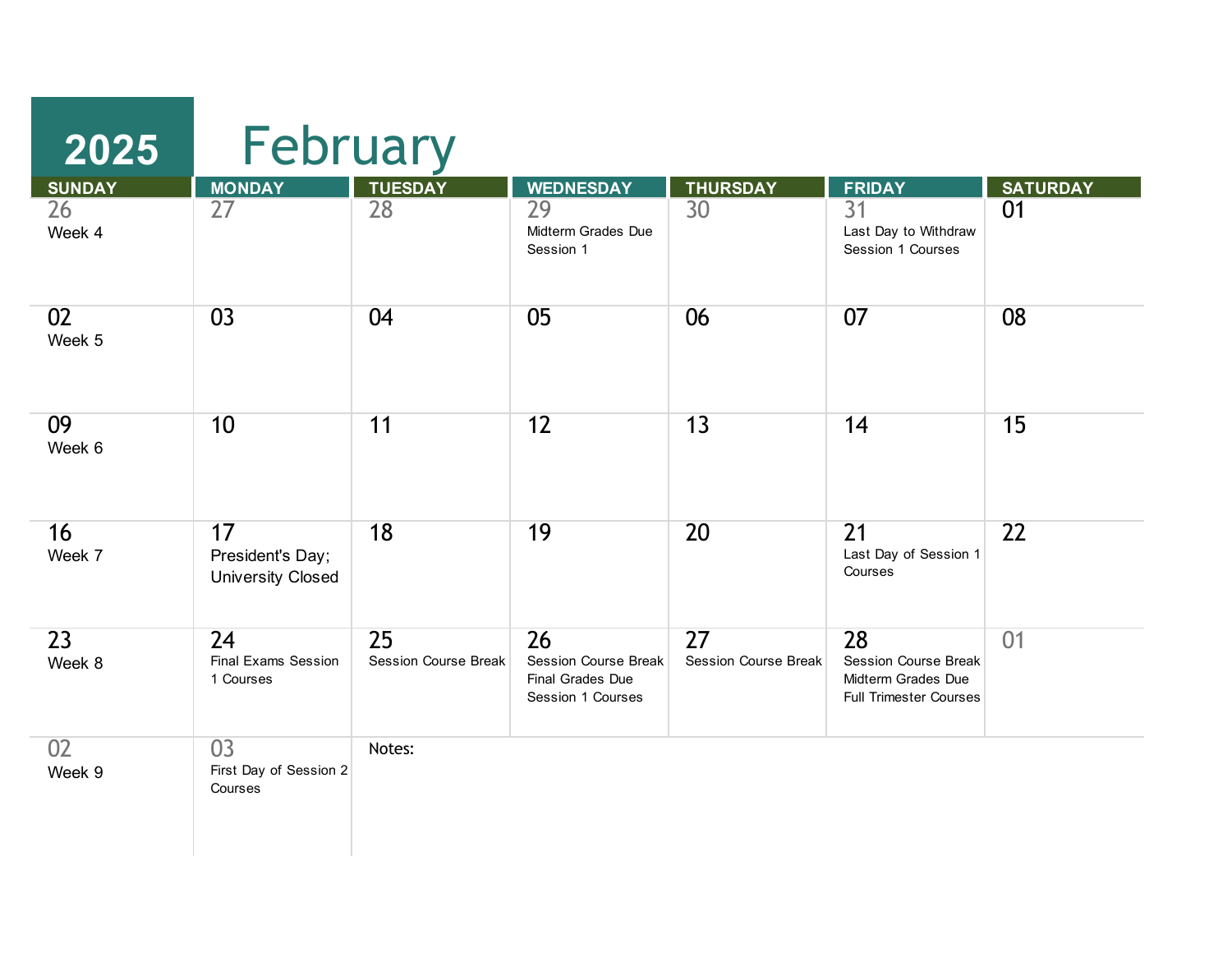# 2025 February

| SUNDAY | MONDAY | TUESDAY | WEDNESDAY | THURSDAY | FRIDAY | SATURDAY |
|---|---|---|---|---|---|---|
| 26 Week 4 | 27 | 28 | 29 Midterm Grades Due Session 1 | 30 | 31 Last Day to Withdraw Session 1 Courses | 01 |
| 02 Week 5 | 03 | 04 | 05 | 06 | 07 | 08 |
| 09 Week 6 | 10 | 11 | 12 | 13 | 14 | 15 |
| 16 Week 7 | 17 President's Day; University Closed | 18 | 19 | 20 | 21 Last Day of Session 1 Courses | 22 |
| 23 Week 8 | 24 Final Exams Session 1 Courses | 25 Session Course Break | 26 Session Course Break Final Grades Due Session 1 Courses | 27 Session Course Break | 28 Session Course Break Midterm Grades Due Full Trimester Courses | 01 |
| 02 Week 9 | 03 First Day of Session 2 Courses | Notes: | | | | |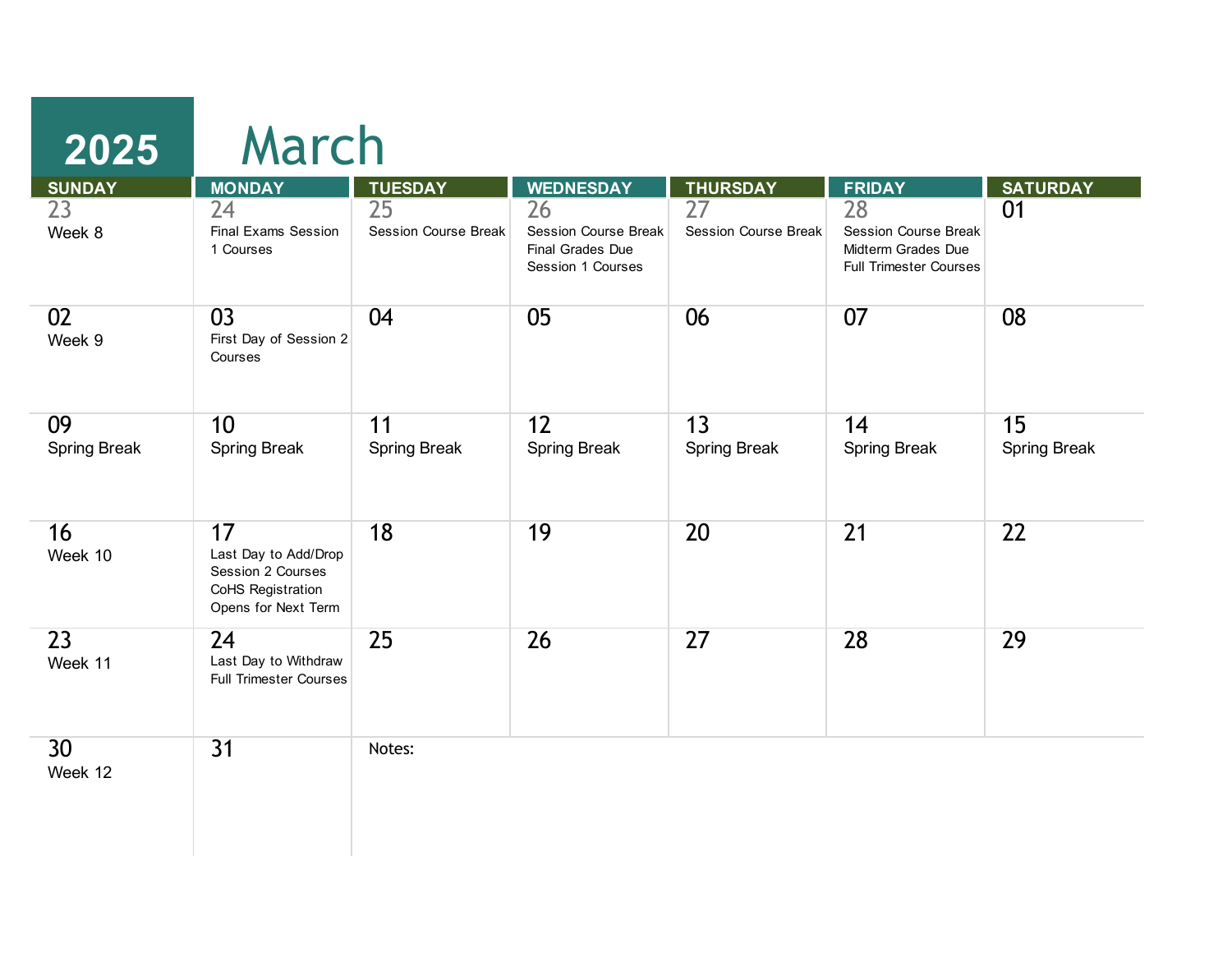# 2025 March

| SUNDAY | MONDAY | TUESDAY | WEDNESDAY | THURSDAY | FRIDAY | SATURDAY |
|---|---|---|---|---|---|---|
| 23<br>Week 8 | 24<br>Final Exams Session 1 Courses | 25<br>Session Course Break | 26<br>Session Course Break<br>Final Grades Due Session 1 Courses | 27<br>Session Course Break | 28<br>Session Course Break<br>Midterm Grades Due Full Trimester Courses | 01 |
| 02<br>Week 9 | 03<br>First Day of Session 2 Courses | 04 | 05 | 06 | 07 | 08 |
| 09<br>Spring Break | 10<br>Spring Break | 11<br>Spring Break | 12<br>Spring Break | 13<br>Spring Break | 14<br>Spring Break | 15<br>Spring Break |
| 16<br>Week 10 | 17<br>Last Day to Add/Drop Session 2 Courses<br>CoHS Registration Opens for Next Term | 18 | 19 | 20 | 21 | 22 |
| 23<br>Week 11 | 24<br>Last Day to Withdraw Full Trimester Courses | 25 | 26 | 27 | 28 | 29 |
| 30<br>Week 12 | 31 | Notes: | | | | |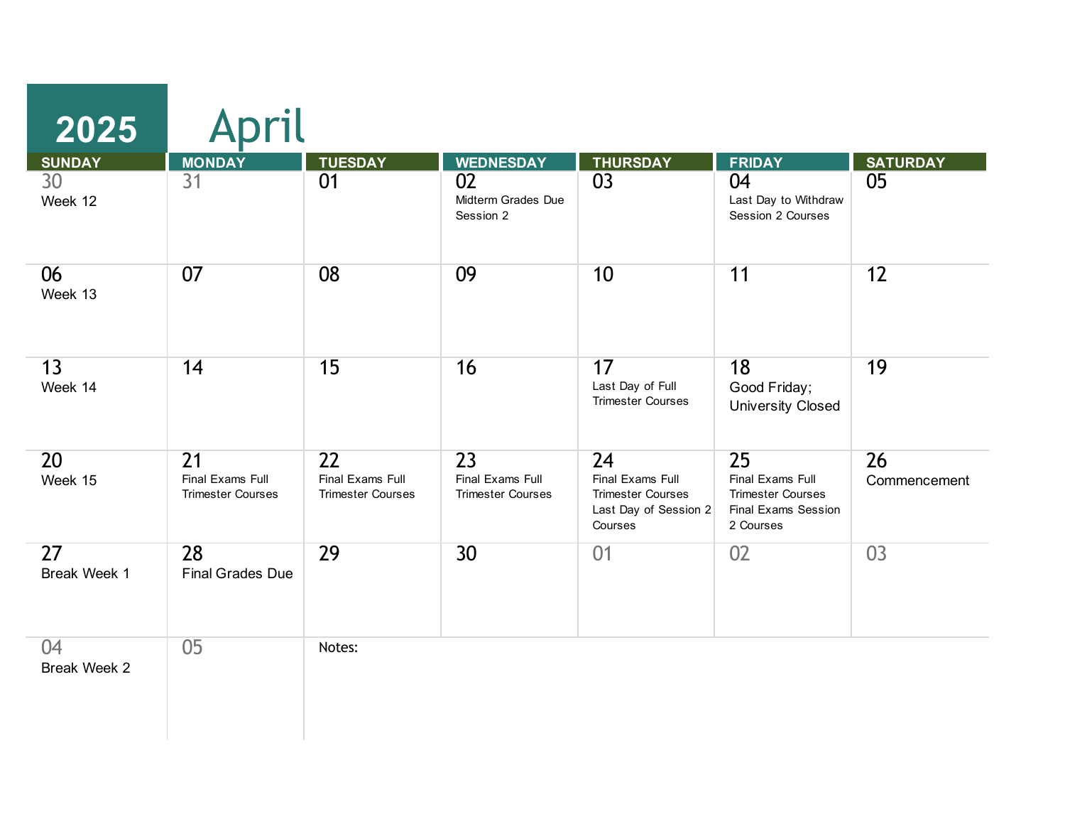# 2025 April

| SUNDAY | MONDAY | TUESDAY | WEDNESDAY | THURSDAY | FRIDAY | SATURDAY |
|---|---|---|---|---|---|---|
| 30<br>Week 12 | 31 | 01 | 02<br>Midterm Grades Due Session 2 | 03 | 04<br>Last Day to Withdraw Session 2 Courses | 05 |
| 06<br>Week 13 | 07 | 08 | 09 | 10 | 11 | 12 |
| 13<br>Week 14 | 14 | 15 | 16 | 17<br>Last Day of Full Trimester Courses | 18<br>Good Friday; University Closed | 19 |
| 20<br>Week 15 | 21<br>Final Exams Full Trimester Courses | 22<br>Final Exams Full Trimester Courses | 23<br>Final Exams Full Trimester Courses | 24<br>Final Exams Full Trimester Courses<br>Last Day of Session 2 Courses | 25<br>Final Exams Full Trimester Courses<br>Final Exams Session 2 Courses | 26<br>Commencement |
| 27<br>Break Week 1 | 28<br>Final Grades Due | 29 | 30 | 01 | 02 | 03 |
| 04<br>Break Week 2 | 05 | Notes: | | | | |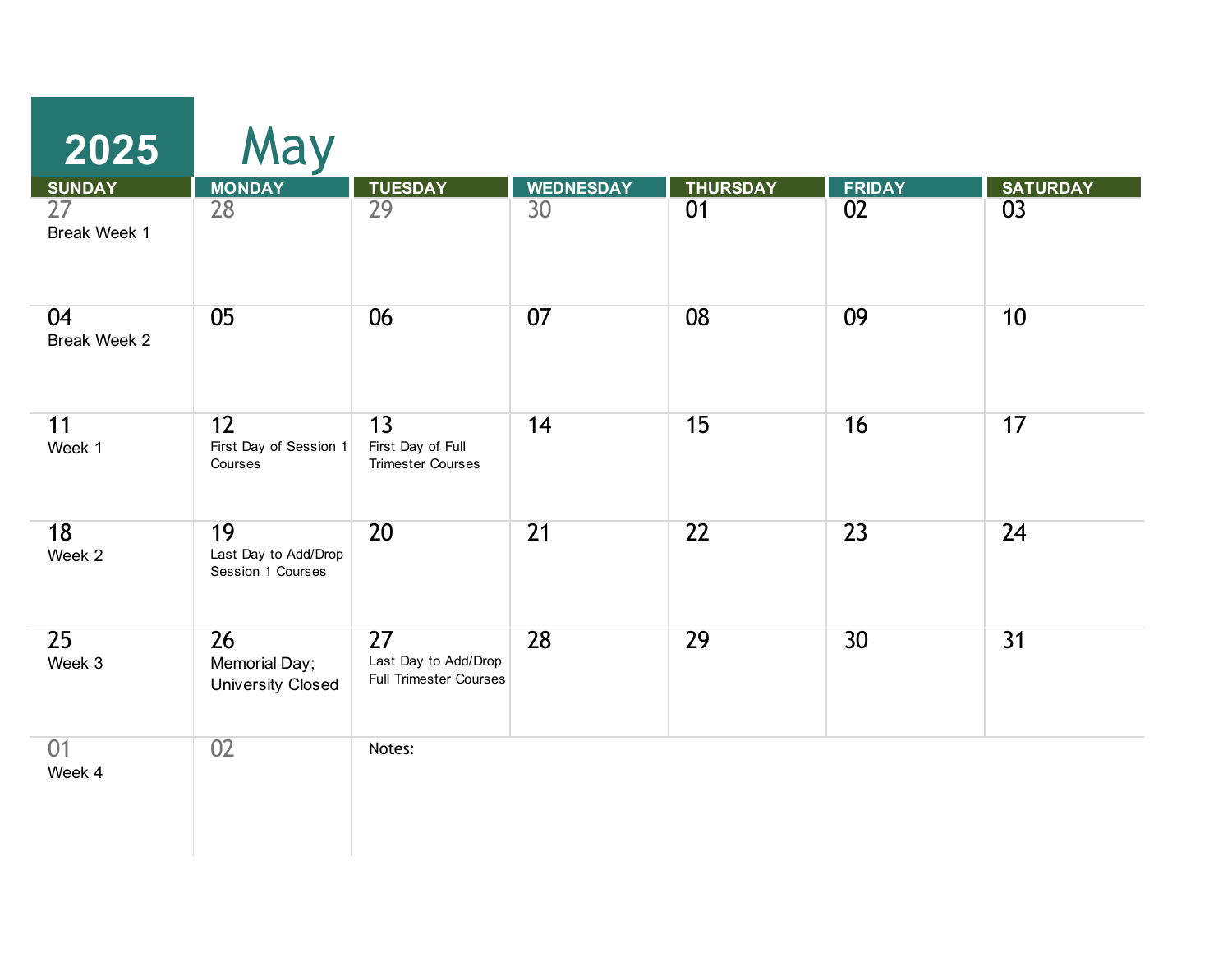# 2025 May

| SUNDAY | MONDAY | TUESDAY | WEDNESDAY | THURSDAY | FRIDAY | SATURDAY |
| --- | --- | --- | --- | --- | --- | --- |
| 27 Break Week 1 | 28 | 29 | 30 | 01 | 02 | 03 |
| 04 Break Week 2 | 05 | 06 | 07 | 08 | 09 | 10 |
| 11 Week 1 | 12 First Day of Session 1 Courses | 13 First Day of Full Trimester Courses | 14 | 15 | 16 | 17 |
| 18 Week 2 | 19 Last Day to Add/Drop Session 1 Courses | 20 | 21 | 22 | 23 | 24 |
| 25 Week 3 | 26 Memorial Day; University Closed | 27 Last Day to Add/Drop Full Trimester Courses | 28 | 29 | 30 | 31 |
| 01 Week 4 | 02 | Notes: | | | | |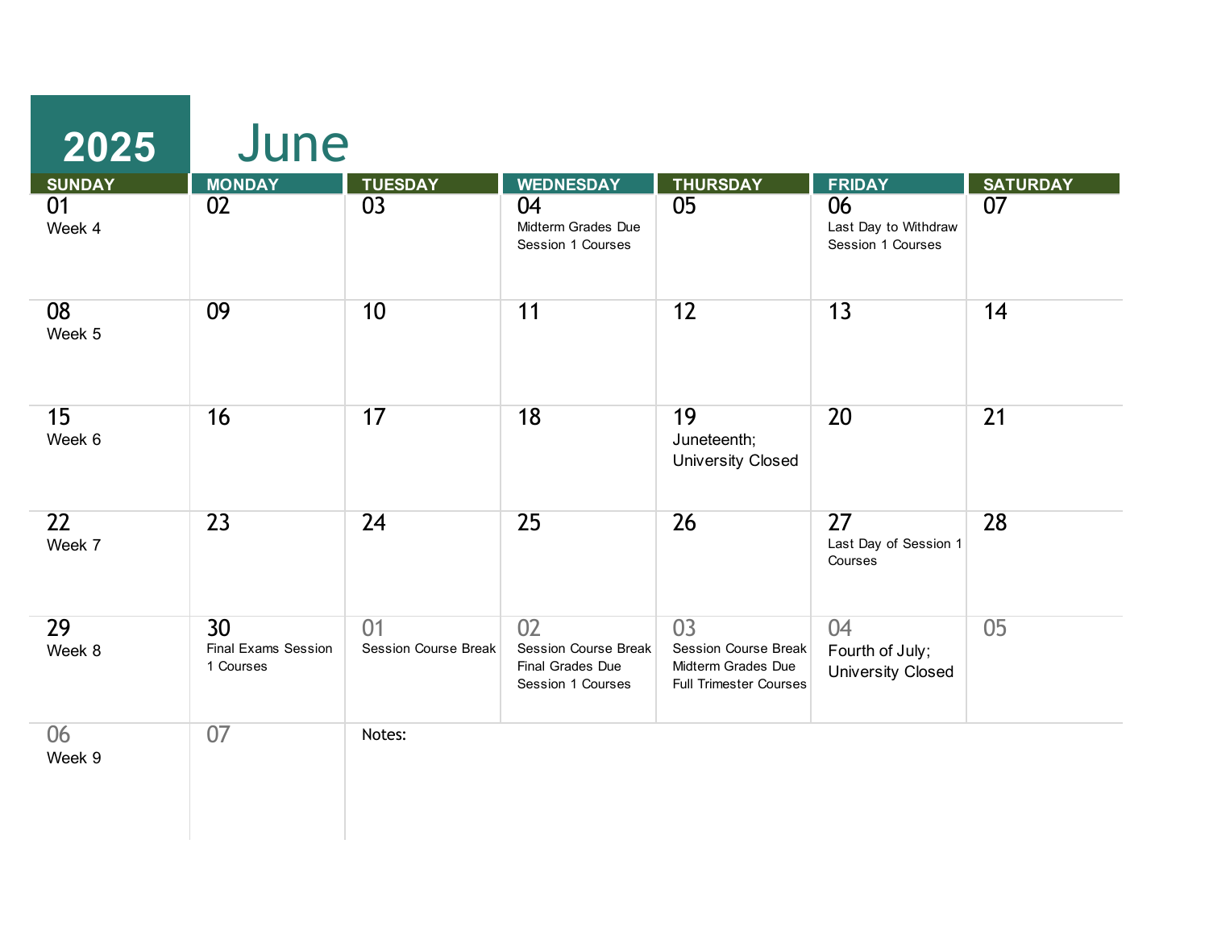# 2025 June

| SUNDAY | MONDAY | TUESDAY | WEDNESDAY | THURSDAY | FRIDAY | SATURDAY |
| --- | --- | --- | --- | --- | --- | --- |
| 01 Week 4 | 02 | 03 | 04 Midterm Grades Due Session 1 Courses | 05 | 06 Last Day to Withdraw Session 1 Courses | 07 |
| 08 Week 5 | 09 | 10 | 11 | 12 | 13 | 14 |
| 15 Week 6 | 16 | 17 | 18 | 19 Juneteenth; University Closed | 20 | 21 |
| 22 Week 7 | 23 | 24 | 25 | 26 | 27 Last Day of Session 1 Courses | 28 |
| 29 Week 8 | 30 Final Exams Session 1 Courses | 01 Session Course Break | 02 Session Course Break Final Grades Due Session 1 Courses | 03 Session Course Break Midterm Grades Due Full Trimester Courses | 04 Fourth of July; University Closed | 05 |
| 06 Week 9 | 07 | Notes: | | | | |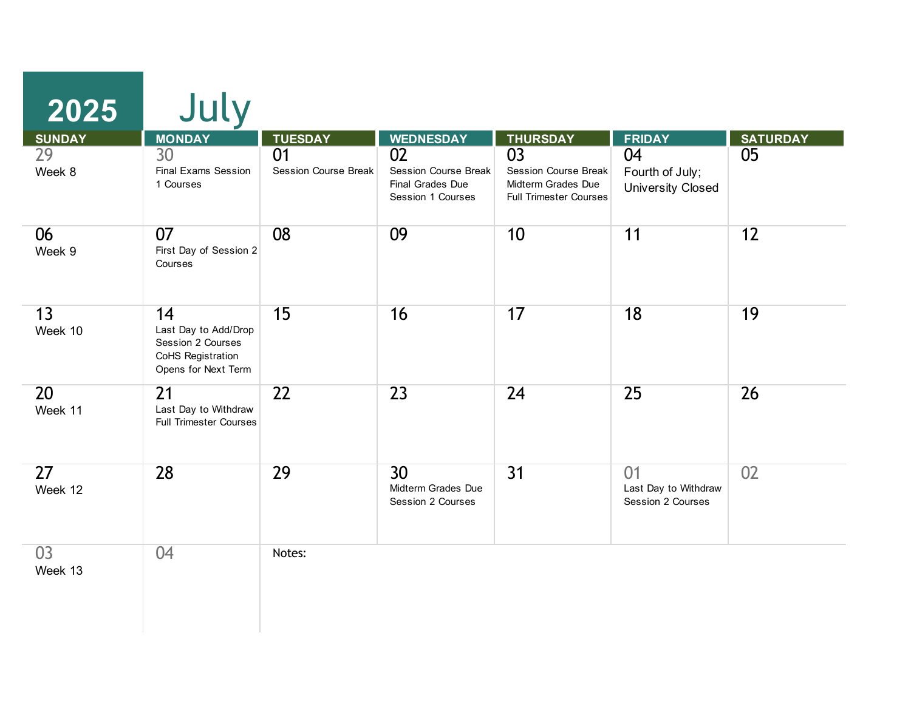# 2025 July

| SUNDAY | MONDAY | TUESDAY | WEDNESDAY | THURSDAY | FRIDAY | SATURDAY |
|---|---|---|---|---|---|---|
| 29 Week 8 | 30 Final Exams Session 1 Courses | 01 Session Course Break | 02 Session Course Break Final Grades Due Session 1 Courses | 03 Session Course Break Midterm Grades Due Full Trimester Courses | 04 Fourth of July; University Closed | 05 |
| 06 Week 9 | 07 First Day of Session 2 Courses | 08 | 09 | 10 | 11 | 12 |
| 13 Week 10 | 14 Last Day to Add/Drop Session 2 Courses CoHS Registration Opens for Next Term | 15 | 16 | 17 | 18 | 19 |
| 20 Week 11 | 21 Last Day to Withdraw Full Trimester Courses | 22 | 23 | 24 | 25 | 26 |
| 27 Week 12 | 28 | 29 | 30 Midterm Grades Due Session 2 Courses | 31 | 01 Last Day to Withdraw Session 2 Courses | 02 |
| 03 Week 13 | 04 | Notes: | | | | |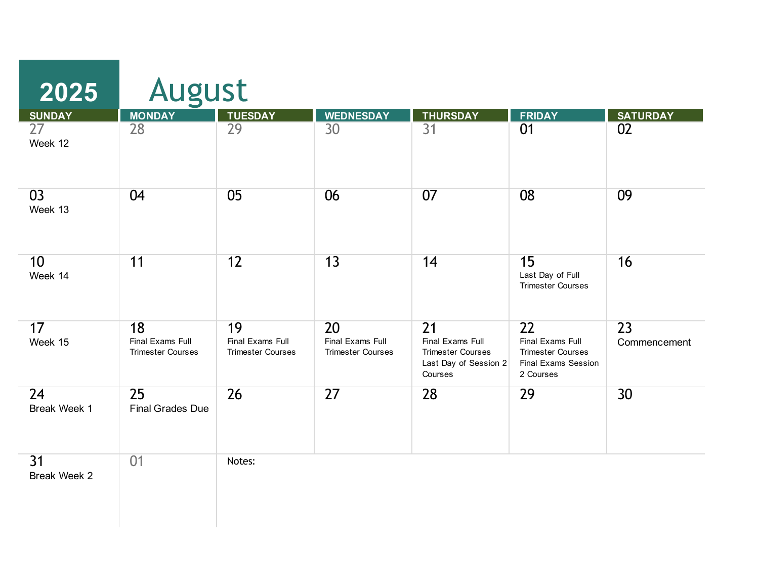# 2025 August

| SUNDAY | MONDAY | TUESDAY | WEDNESDAY | THURSDAY | FRIDAY | SATURDAY |
|---|---|---|---|---|---|---|
| 27<br>Week 12 | 28 | 29 | 30 | 31 | 01 | 02 |
| 03<br>Week 13 | 04 | 05 | 06 | 07 | 08 | 09 |
| 10<br>Week 14 | 11 | 12 | 13 | 14 | 15<br>Last Day of Full Trimester Courses | 16 |
| 17<br>Week 15 | 18<br>Final Exams Full Trimester Courses | 19<br>Final Exams Full Trimester Courses | 20<br>Final Exams Full Trimester Courses | 21<br>Final Exams Full Trimester Courses<br>Last Day of Session 2 Courses | 22<br>Final Exams Full Trimester Courses<br>Final Exams Session 2 Courses | 23<br>Commencement |
| 24<br>Break Week 1 | 25<br>Final Grades Due | 26 | 27 | 28 | 29 | 30 |
| 31<br>Break Week 2 | 01 | Notes: | | | | |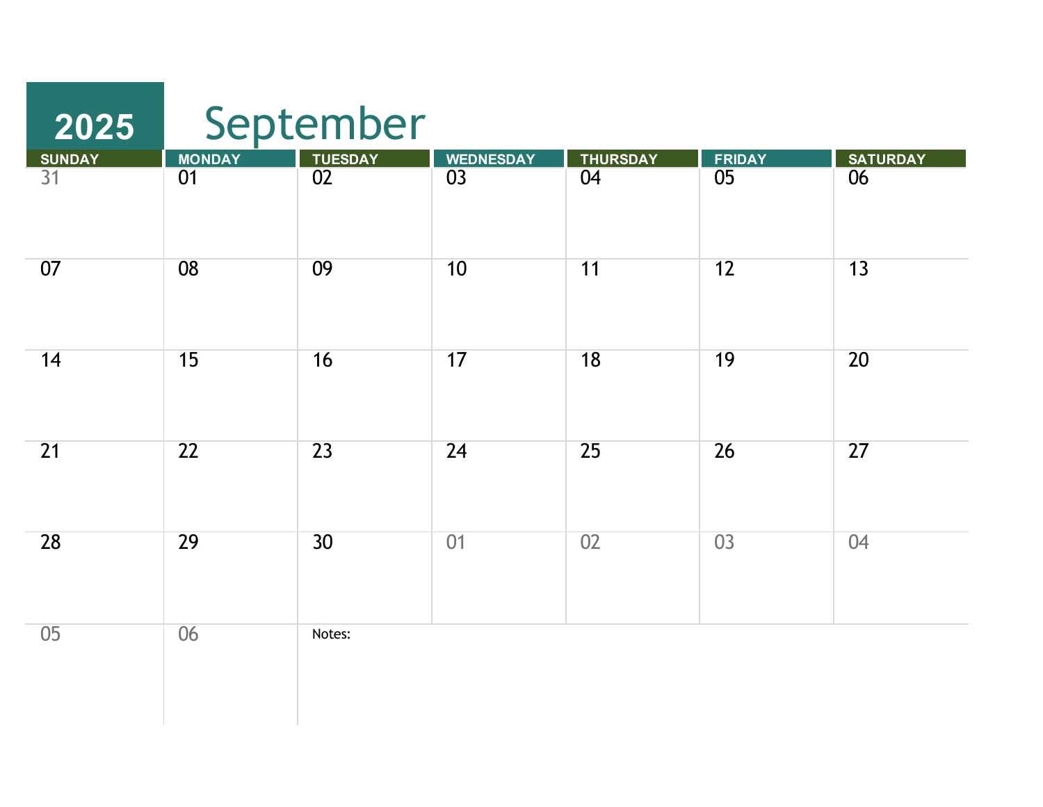# 2025 September

| SUNDAY | MONDAY | TUESDAY | WEDNESDAY | THURSDAY | FRIDAY | SATURDAY |
|---|---|---|---|---|---|---|
| 31 | 01 | 02 | 03 | 04 | 05 | 06 |
| 07 | 08 | 09 | 10 | 11 | 12 | 13 |
| 14 | 15 | 16 | 17 | 18 | 19 | 20 |
| 21 | 22 | 23 | 24 | 25 | 26 | 27 |
| 28 | 29 | 30 | 01 | 02 | 03 | 04 |
| 05 | 06 | Notes: | | | | |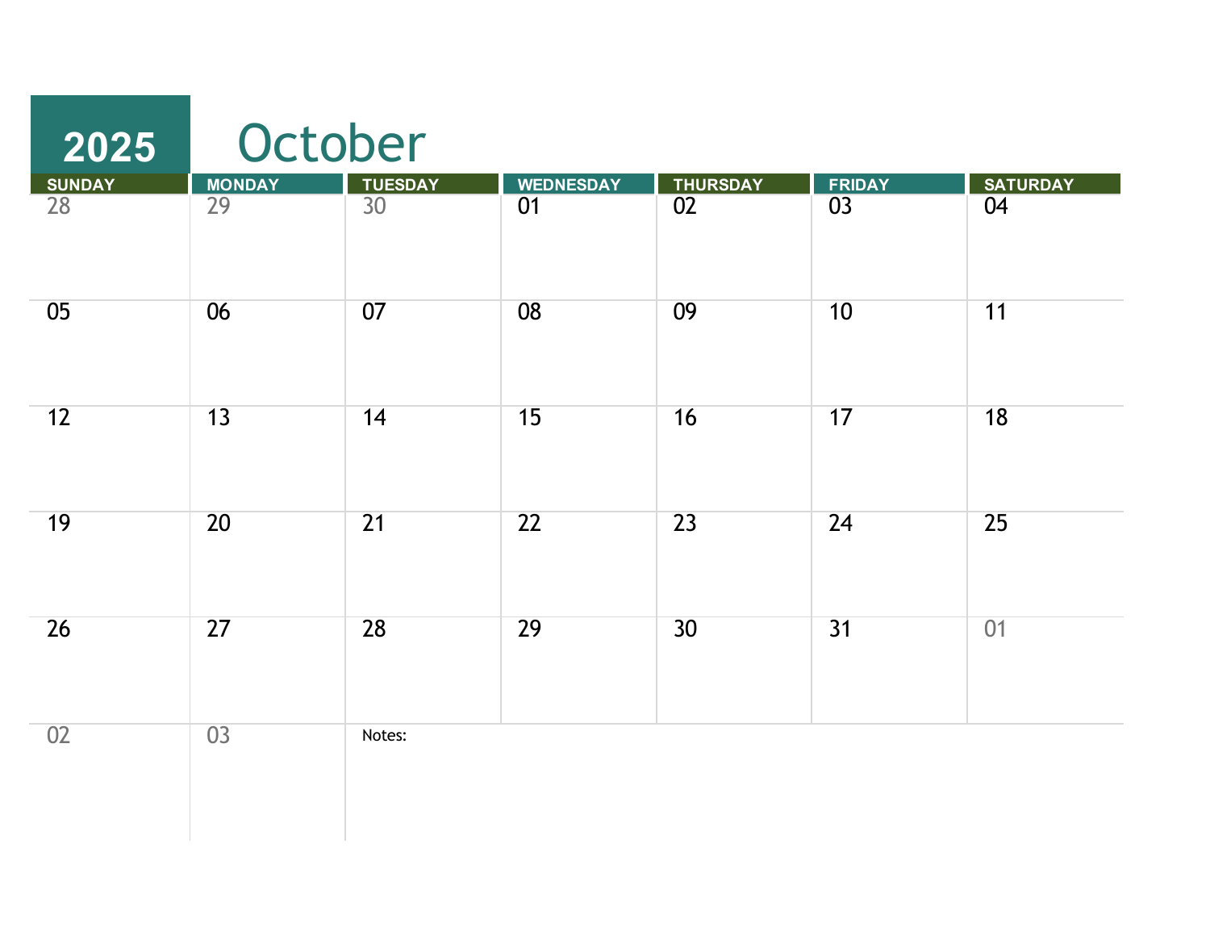# 2025 October

| SUNDAY | MONDAY | TUESDAY | WEDNESDAY | THURSDAY | FRIDAY | SATURDAY |
|---|---|---|---|---|---|---|
| 28 | 29 | 30 | 01 | 02 | 03 | 04 |
| 05 | 06 | 07 | 08 | 09 | 10 | 11 |
| 12 | 13 | 14 | 15 | 16 | 17 | 18 |
| 19 | 20 | 21 | 22 | 23 | 24 | 25 |
| 26 | 27 | 28 | 29 | 30 | 31 | 01 |
| 02 | 03 | Notes: | | | | |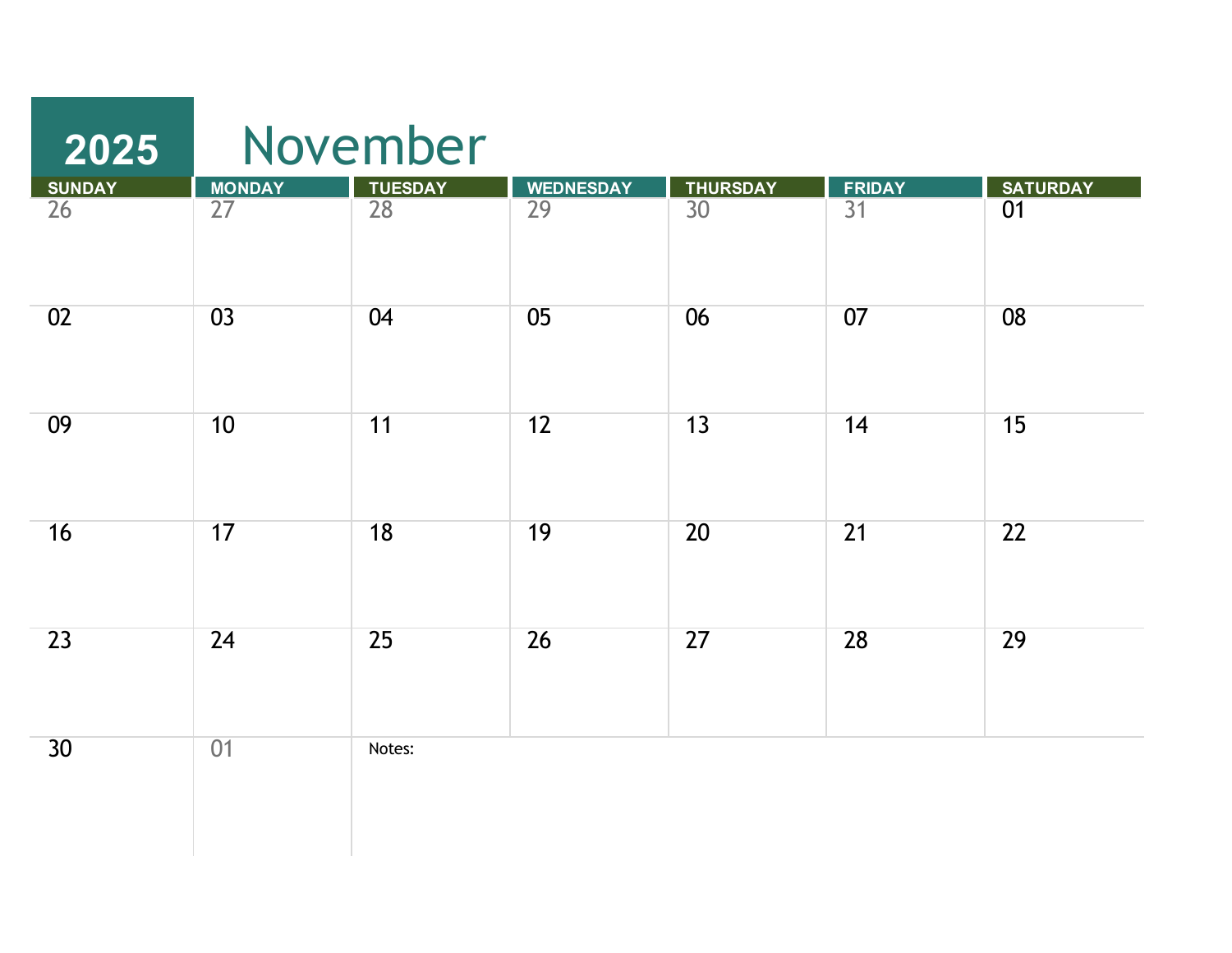# 2025 November

| SUNDAY | MONDAY | TUESDAY | WEDNESDAY | THURSDAY | FRIDAY | SATURDAY |
|---|---|---|---|---|---|---|
| 26 | 27 | 28 | 29 | 30 | 31 | 01 |
| 02 | 03 | 04 | 05 | 06 | 07 | 08 |
| 09 | 10 | 11 | 12 | 13 | 14 | 15 |
| 16 | 17 | 18 | 19 | 20 | 21 | 22 |
| 23 | 24 | 25 | 26 | 27 | 28 | 29 |
| 30 | 01 | Notes: | | | | |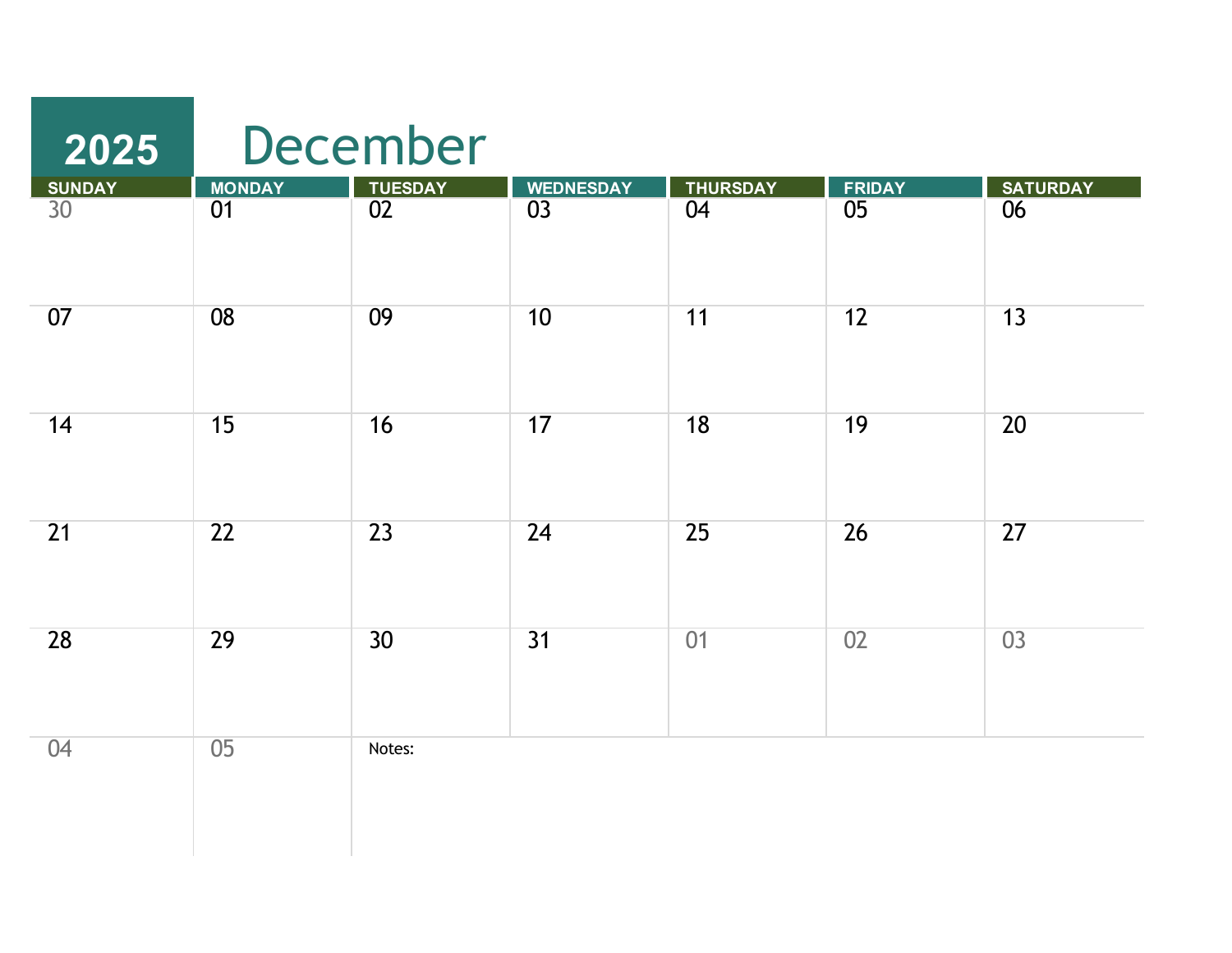# 2025 December

| SUNDAY | MONDAY | TUESDAY | WEDNESDAY | THURSDAY | FRIDAY | SATURDAY |
|---|---|---|---|---|---|---|
| 30 | 01 | 02 | 03 | 04 | 05 | 06 |
| 07 | 08 | 09 | 10 | 11 | 12 | 13 |
| 14 | 15 | 16 | 17 | 18 | 19 | 20 |
| 21 | 22 | 23 | 24 | 25 | 26 | 27 |
| 28 | 29 | 30 | 31 | 01 | 02 | 03 |
| 04 | 05 | Notes: | | | | |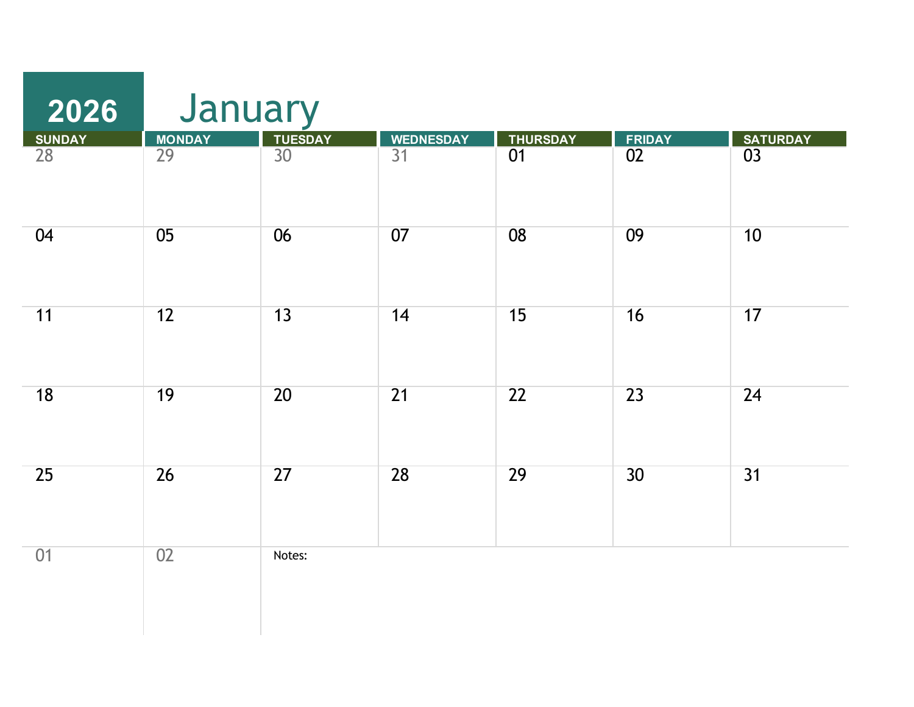# 2026 January

| SUNDAY | MONDAY | TUESDAY | WEDNESDAY | THURSDAY | FRIDAY | SATURDAY |
|---|---|---|---|---|---|---|
| 28 | 29 | 30 | 31 | 01 | 02 | 03 |
| 04 | 05 | 06 | 07 | 08 | 09 | 10 |
| 11 | 12 | 13 | 14 | 15 | 16 | 17 |
| 18 | 19 | 20 | 21 | 22 | 23 | 24 |
| 25 | 26 | 27 | 28 | 29 | 30 | 31 |
| 01 | 02 | Notes: | | | | |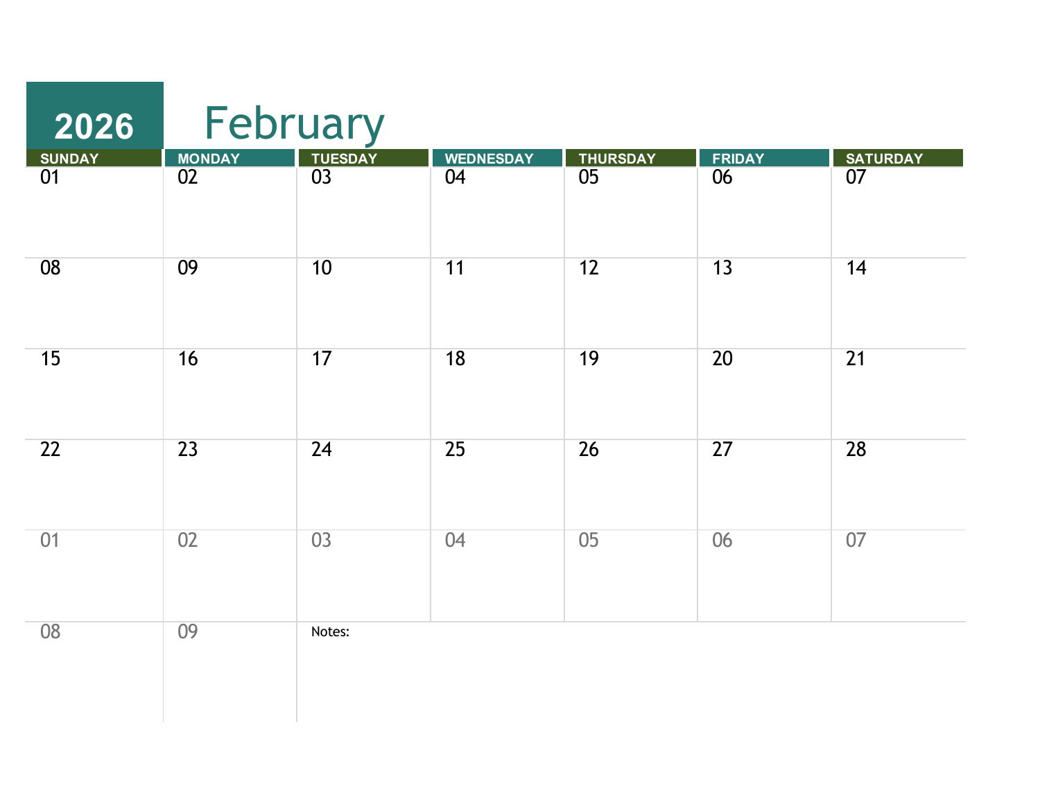# 2026 February

| SUNDAY | MONDAY | TUESDAY | WEDNESDAY | THURSDAY | FRIDAY | SATURDAY |
|---|---|---|---|---|---|---|
| 01 | 02 | 03 | 04 | 05 | 06 | 07 |
| 08 | 09 | 10 | 11 | 12 | 13 | 14 |
| 15 | 16 | 17 | 18 | 19 | 20 | 21 |
| 22 | 23 | 24 | 25 | 26 | 27 | 28 |
| 01 | 02 | 03 | 04 | 05 | 06 | 07 |
| 08 | 09 | Notes: | | | | |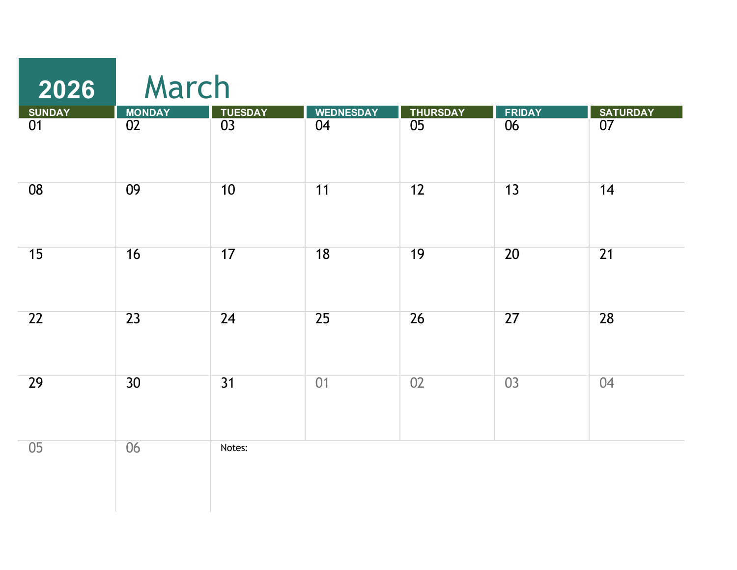# 2026 March

| SUNDAY | MONDAY | TUESDAY | WEDNESDAY | THURSDAY | FRIDAY | SATURDAY |
|---|---|---|---|---|---|---|
| 01 | 02 | 03 | 04 | 05 | 06 | 07 |
| 08 | 09 | 10 | 11 | 12 | 13 | 14 |
| 15 | 16 | 17 | 18 | 19 | 20 | 21 |
| 22 | 23 | 24 | 25 | 26 | 27 | 28 |
| 29 | 30 | 31 | 01 | 02 | 03 | 04 |
| 05 | 06 | Notes: | | | | |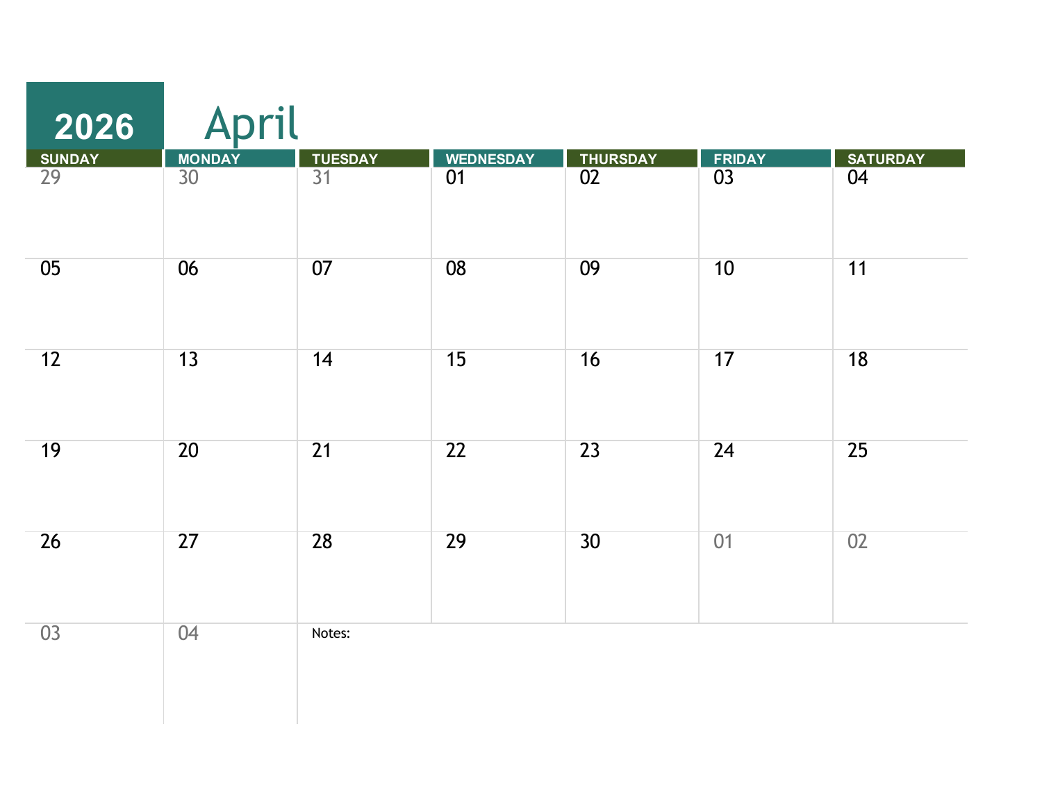# 2026 April

| SUNDAY | MONDAY | TUESDAY | WEDNESDAY | THURSDAY | FRIDAY | SATURDAY |
|---|---|---|---|---|---|---|
| 29 | 30 | 31 | 01 | 02 | 03 | 04 |
| 05 | 06 | 07 | 08 | 09 | 10 | 11 |
| 12 | 13 | 14 | 15 | 16 | 17 | 18 |
| 19 | 20 | 21 | 22 | 23 | 24 | 25 |
| 26 | 27 | 28 | 29 | 30 | 01 | 02 |
| 03 | 04 | Notes: | | | | |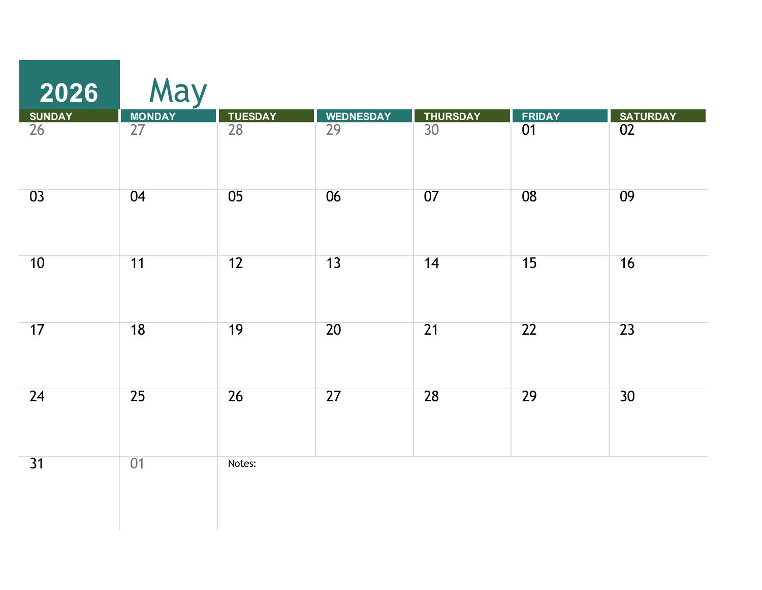# 2026 May

| SUNDAY | MONDAY | TUESDAY | WEDNESDAY | THURSDAY | FRIDAY | SATURDAY |
|---|---|---|---|---|---|---|
| 26 | 27 | 28 | 29 | 30 | 01 | 02 |
| 03 | 04 | 05 | 06 | 07 | 08 | 09 |
| 10 | 11 | 12 | 13 | 14 | 15 | 16 |
| 17 | 18 | 19 | 20 | 21 | 22 | 23 |
| 24 | 25 | 26 | 27 | 28 | 29 | 30 |
| 31 | 01 | Notes: | | | | |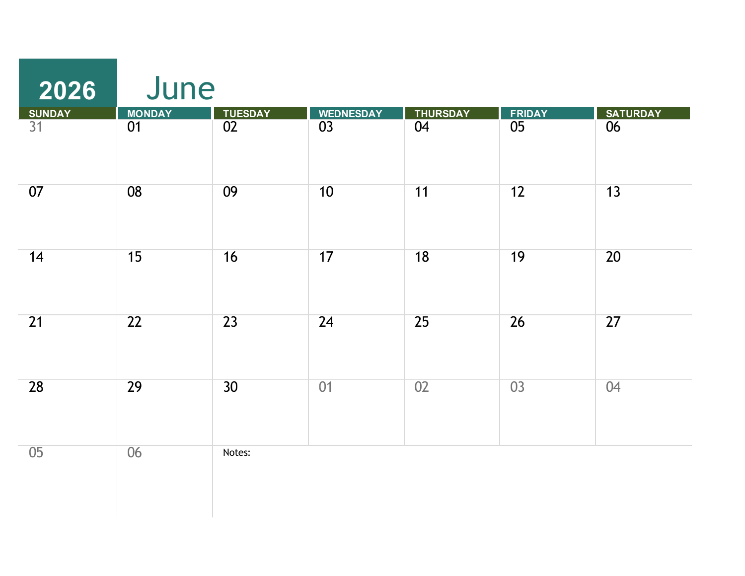# 2026 June

| SUNDAY | MONDAY | TUESDAY | WEDNESDAY | THURSDAY | FRIDAY | SATURDAY |
|---|---|---|---|---|---|---|
| 31 | 01 | 02 | 03 | 04 | 05 | 06 |
| 07 | 08 | 09 | 10 | 11 | 12 | 13 |
| 14 | 15 | 16 | 17 | 18 | 19 | 20 |
| 21 | 22 | 23 | 24 | 25 | 26 | 27 |
| 28 | 29 | 30 | 01 | 02 | 03 | 04 |
| 05 | 06 | Notes: | | | | |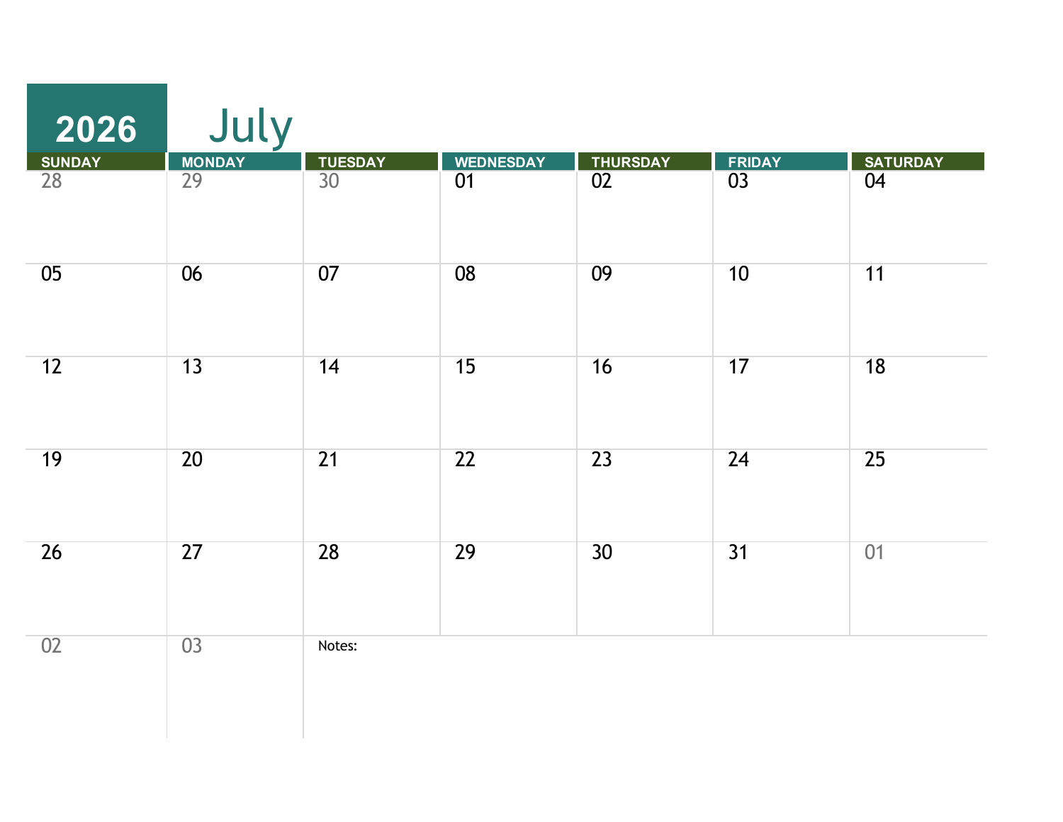# 2026 July

| SUNDAY | MONDAY | TUESDAY | WEDNESDAY | THURSDAY | FRIDAY | SATURDAY |
|---|---|---|---|---|---|---|
| 28 | 29 | 30 | 01 | 02 | 03 | 04 |
| 05 | 06 | 07 | 08 | 09 | 10 | 11 |
| 12 | 13 | 14 | 15 | 16 | 17 | 18 |
| 19 | 20 | 21 | 22 | 23 | 24 | 25 |
| 26 | 27 | 28 | 29 | 30 | 31 | 01 |
| 02 | 03 | Notes: | | | | |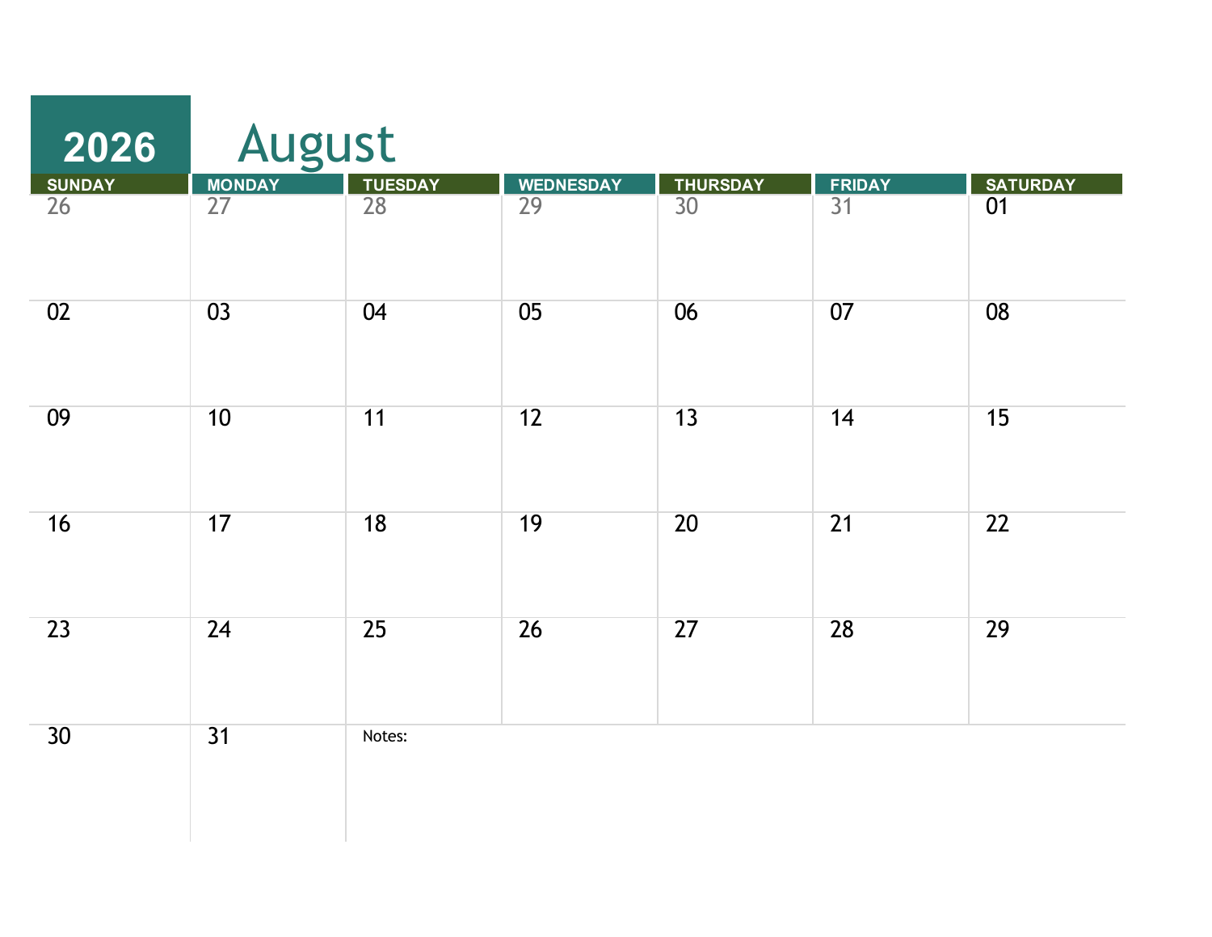# 2026 August

| SUNDAY | MONDAY | TUESDAY | WEDNESDAY | THURSDAY | FRIDAY | SATURDAY |
|---|---|---|---|---|---|---|
| 26 | 27 | 28 | 29 | 30 | 31 | 01 |
| 02 | 03 | 04 | 05 | 06 | 07 | 08 |
| 09 | 10 | 11 | 12 | 13 | 14 | 15 |
| 16 | 17 | 18 | 19 | 20 | 21 | 22 |
| 23 | 24 | 25 | 26 | 27 | 28 | 29 |
| 30 | 31 | Notes: | | | | |